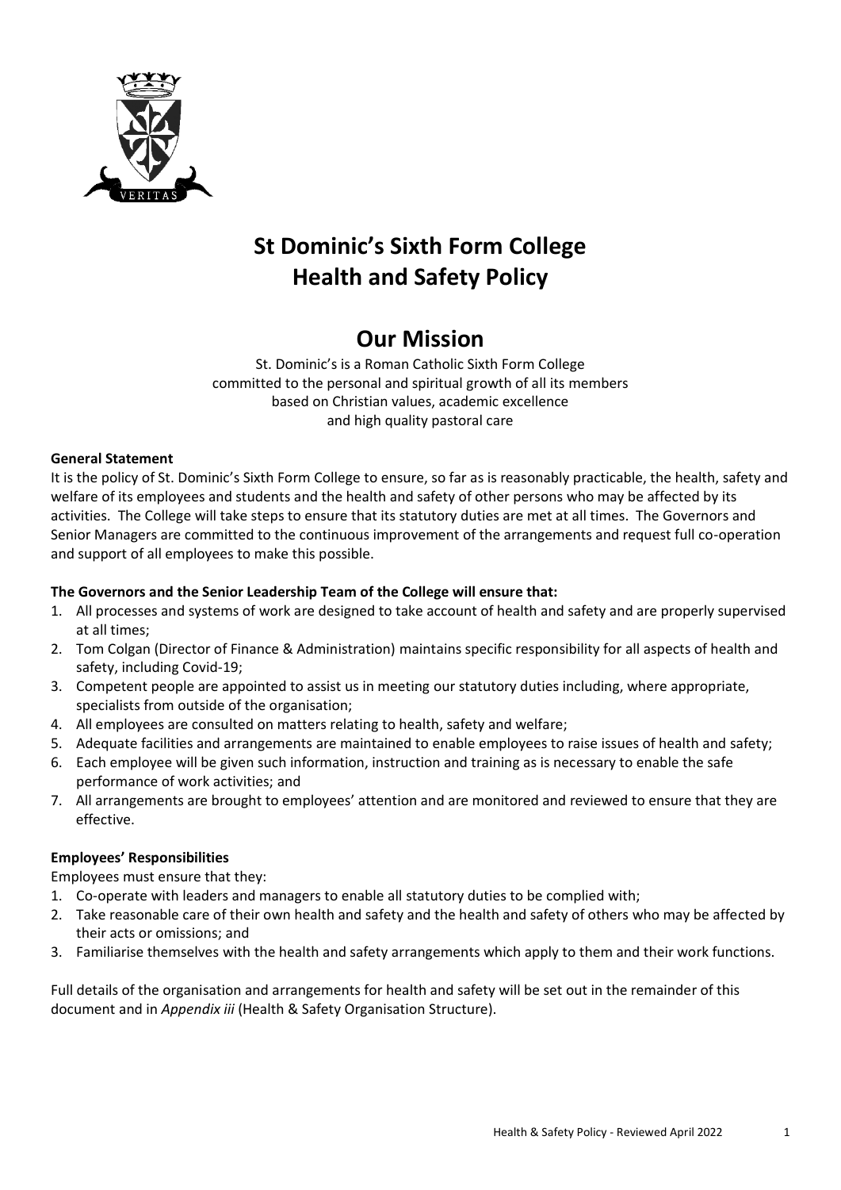# St Dominic's Sixth Form College
# Health and Safety Policy

## Our Mission

St. Dominic's is a Roman Catholic Sixth Form College
committed to the personal and spiritual growth of all its members
based on Christian values, academic excellence
and high quality pastoral care

**General Statement**

It is the policy of St. Dominic's Sixth Form College to ensure, so far as is reasonably practicable, the health, safety and welfare of its employees and students and the health and safety of other persons who may be affected by its activities. The College will take steps to ensure that its statutory duties are met at all times. The Governors and Senior Managers are committed to the continuous improvement of the arrangements and request full co-operation and support of all employees to make this possible.

**The Governors and the Senior Leadership Team of the College will ensure that:**

1. All processes and systems of work are designed to take account of health and safety and are properly supervised at all times;
2. Tom Colgan (Director of Finance & Administration) maintains specific responsibility for all aspects of health and safety, including Covid-19;
3. Competent people are appointed to assist us in meeting our statutory duties including, where appropriate, specialists from outside of the organisation;
4. All employees are consulted on matters relating to health, safety and welfare;
5. Adequate facilities and arrangements are maintained to enable employees to raise issues of health and safety;
6. Each employee will be given such information, instruction and training as is necessary to enable the safe performance of work activities; and
7. All arrangements are brought to employees' attention and are monitored and reviewed to ensure that they are effective.

**Employees' Responsibilities**

Employees must ensure that they:

1. Co-operate with leaders and managers to enable all statutory duties to be complied with;
2. Take reasonable care of their own health and safety and the health and safety of others who may be affected by their acts or omissions; and
3. Familiarise themselves with the health and safety arrangements which apply to them and their work functions.

Full details of the organisation and arrangements for health and safety will be set out in the remainder of this document and in *Appendix iii* (Health & Safety Organisation Structure).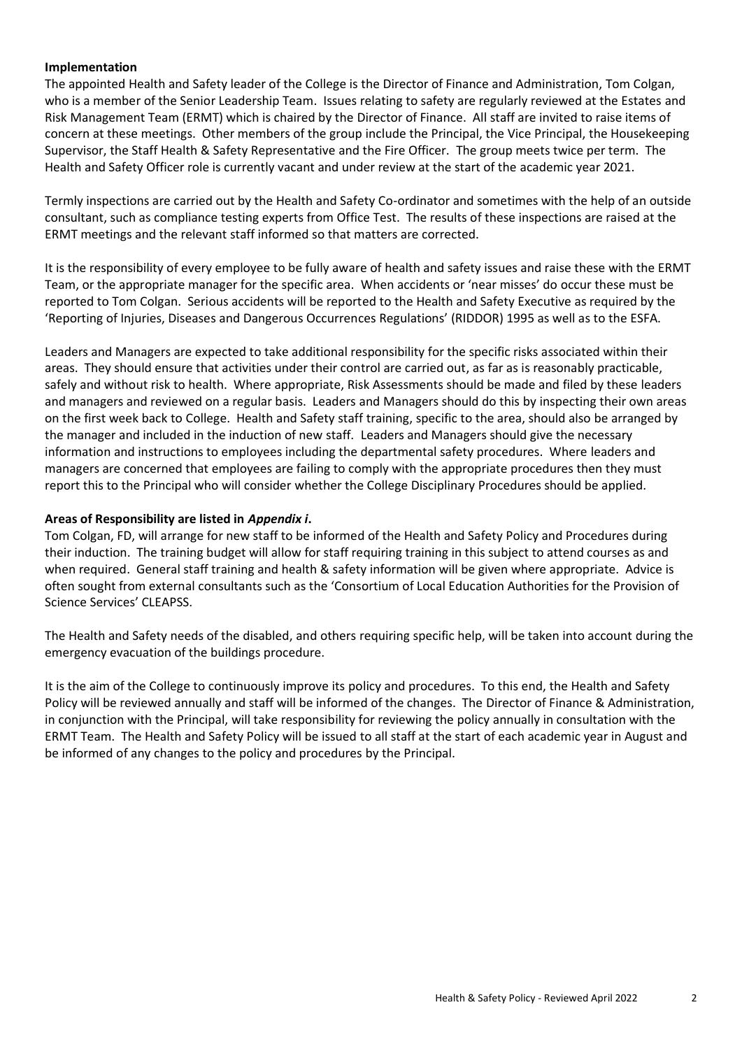**Implementation**

The appointed Health and Safety leader of the College is the Director of Finance and Administration, Tom Colgan, who is a member of the Senior Leadership Team. Issues relating to safety are regularly reviewed at the Estates and Risk Management Team (ERMT) which is chaired by the Director of Finance. All staff are invited to raise items of concern at these meetings. Other members of the group include the Principal, the Vice Principal, the Housekeeping Supervisor, the Staff Health & Safety Representative and the Fire Officer. The group meets twice per term. The Health and Safety Officer role is currently vacant and under review at the start of the academic year 2021.

Termly inspections are carried out by the Health and Safety Co-ordinator and sometimes with the help of an outside consultant, such as compliance testing experts from Office Test. The results of these inspections are raised at the ERMT meetings and the relevant staff informed so that matters are corrected.

It is the responsibility of every employee to be fully aware of health and safety issues and raise these with the ERMT Team, or the appropriate manager for the specific area. When accidents or 'near misses' do occur these must be reported to Tom Colgan. Serious accidents will be reported to the Health and Safety Executive as required by the 'Reporting of Injuries, Diseases and Dangerous Occurrences Regulations' (RIDDOR) 1995 as well as to the ESFA.

Leaders and Managers are expected to take additional responsibility for the specific risks associated within their areas. They should ensure that activities under their control are carried out, as far as is reasonably practicable, safely and without risk to health. Where appropriate, Risk Assessments should be made and filed by these leaders and managers and reviewed on a regular basis. Leaders and Managers should do this by inspecting their own areas on the first week back to College. Health and Safety staff training, specific to the area, should also be arranged by the manager and included in the induction of new staff. Leaders and Managers should give the necessary information and instructions to employees including the departmental safety procedures. Where leaders and managers are concerned that employees are failing to comply with the appropriate procedures then they must report this to the Principal who will consider whether the College Disciplinary Procedures should be applied.

**Areas of Responsibility are listed in *Appendix i*.**

Tom Colgan, FD, will arrange for new staff to be informed of the Health and Safety Policy and Procedures during their induction. The training budget will allow for staff requiring training in this subject to attend courses as and when required. General staff training and health & safety information will be given where appropriate. Advice is often sought from external consultants such as the 'Consortium of Local Education Authorities for the Provision of Science Services' CLEAPSS.

The Health and Safety needs of the disabled, and others requiring specific help, will be taken into account during the emergency evacuation of the buildings procedure.

It is the aim of the College to continuously improve its policy and procedures. To this end, the Health and Safety Policy will be reviewed annually and staff will be informed of the changes. The Director of Finance & Administration, in conjunction with the Principal, will take responsibility for reviewing the policy annually in consultation with the ERMT Team. The Health and Safety Policy will be issued to all staff at the start of each academic year in August and be informed of any changes to the policy and procedures by the Principal.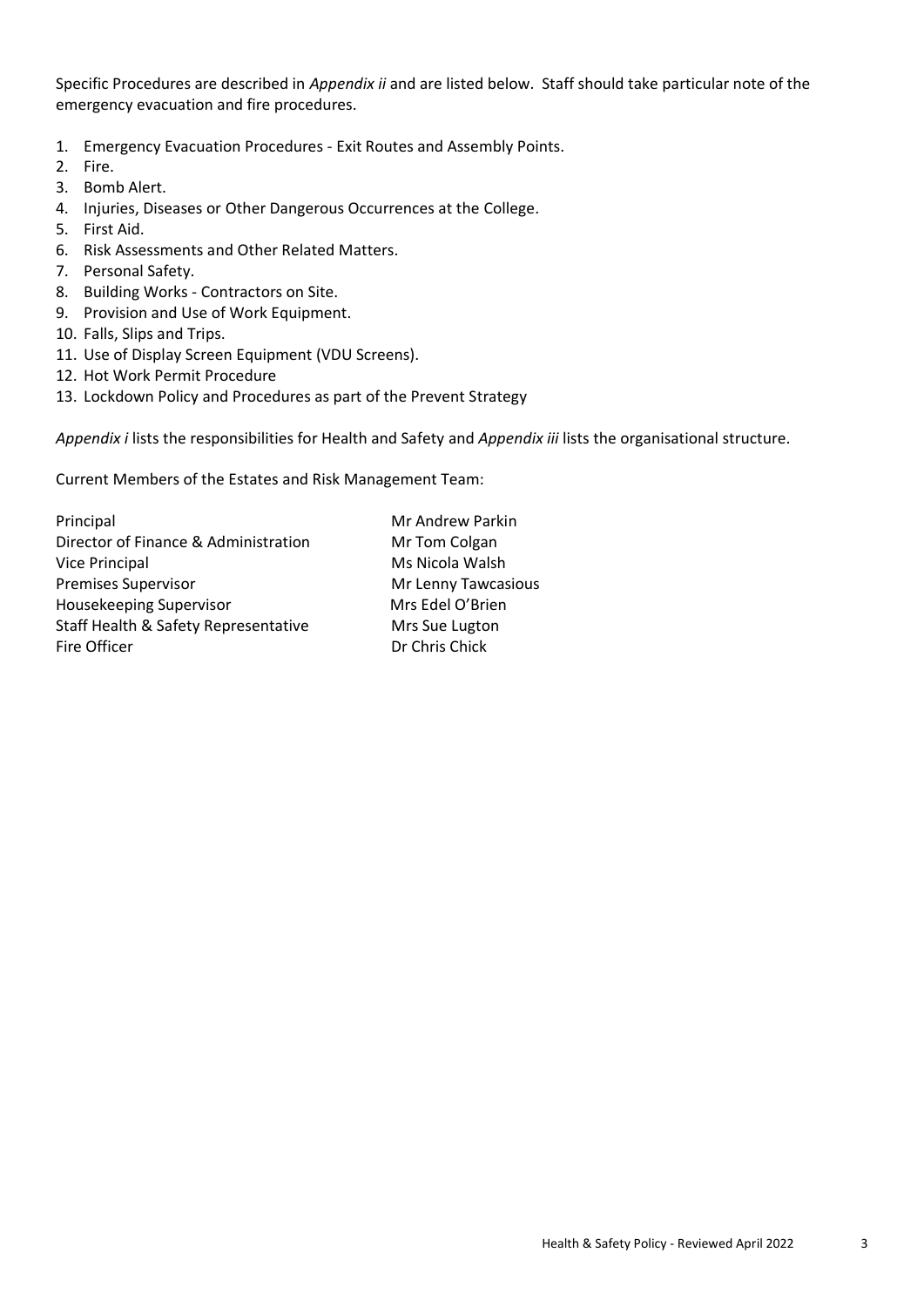Specific Procedures are described in *Appendix ii* and are listed below. Staff should take particular note of the emergency evacuation and fire procedures.

1. Emergency Evacuation Procedures - Exit Routes and Assembly Points.
2. Fire.
3. Bomb Alert.
4. Injuries, Diseases or Other Dangerous Occurrences at the College.
5. First Aid.
6. Risk Assessments and Other Related Matters.
7. Personal Safety.
8. Building Works - Contractors on Site.
9. Provision and Use of Work Equipment.
10. Falls, Slips and Trips.
11. Use of Display Screen Equipment (VDU Screens).
12. Hot Work Permit Procedure
13. Lockdown Policy and Procedures as part of the Prevent Strategy

*Appendix i* lists the responsibilities for Health and Safety and *Appendix iii* lists the organisational structure.

Current Members of the Estates and Risk Management Team:

| | |
|---|---|
| Principal | Mr Andrew Parkin |
| Director of Finance & Administration | Mr Tom Colgan |
| Vice Principal | Ms Nicola Walsh |
| Premises Supervisor | Mr Lenny Tawcasious |
| Housekeeping Supervisor | Mrs Edel O'Brien |
| Staff Health & Safety Representative | Mrs Sue Lugton |
| Fire Officer | Dr Chris Chick |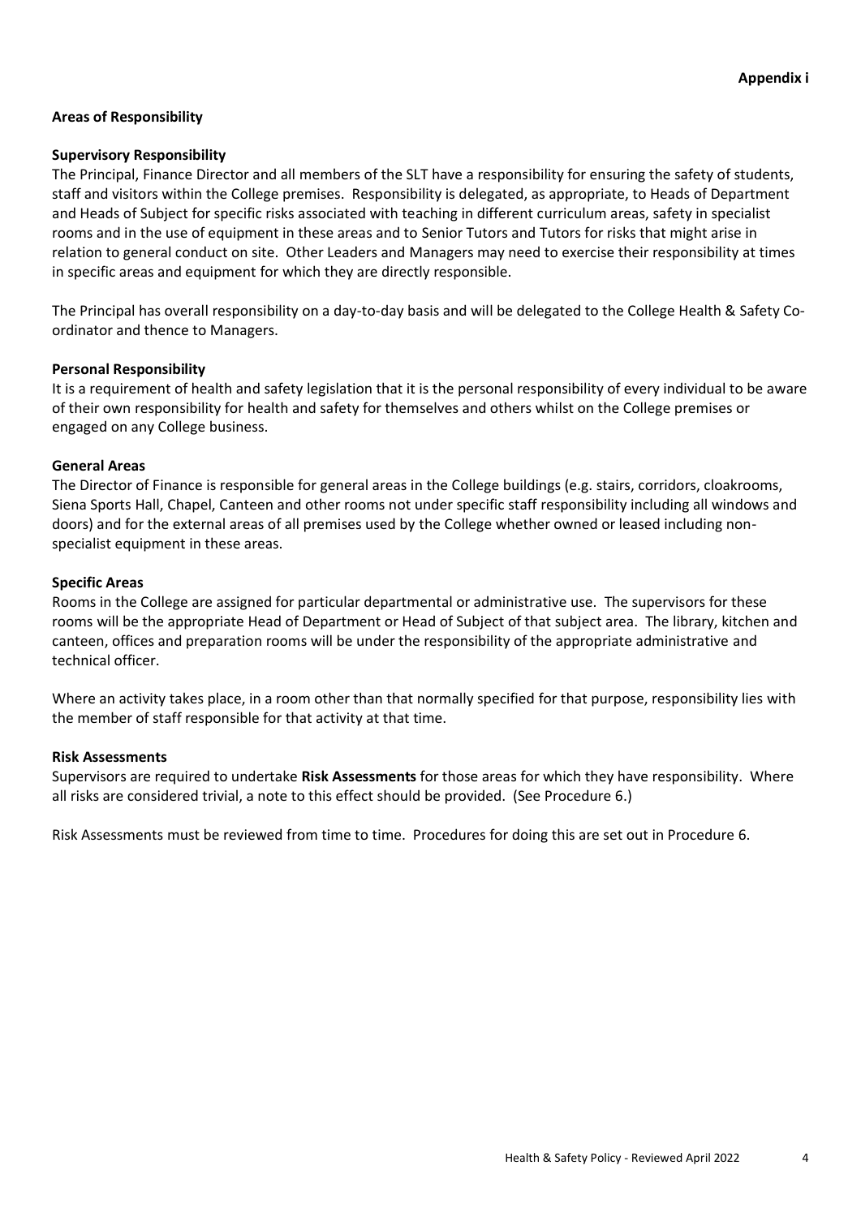**Appendix i**

## Areas of Responsibility

### Supervisory Responsibility

The Principal, Finance Director and all members of the SLT have a responsibility for ensuring the safety of students, staff and visitors within the College premises. Responsibility is delegated, as appropriate, to Heads of Department and Heads of Subject for specific risks associated with teaching in different curriculum areas, safety in specialist rooms and in the use of equipment in these areas and to Senior Tutors and Tutors for risks that might arise in relation to general conduct on site. Other Leaders and Managers may need to exercise their responsibility at times in specific areas and equipment for which they are directly responsible.

The Principal has overall responsibility on a day-to-day basis and will be delegated to the College Health & Safety Co-ordinator and thence to Managers.

### Personal Responsibility

It is a requirement of health and safety legislation that it is the personal responsibility of every individual to be aware of their own responsibility for health and safety for themselves and others whilst on the College premises or engaged on any College business.

### General Areas

The Director of Finance is responsible for general areas in the College buildings (e.g. stairs, corridors, cloakrooms, Siena Sports Hall, Chapel, Canteen and other rooms not under specific staff responsibility including all windows and doors) and for the external areas of all premises used by the College whether owned or leased including non-specialist equipment in these areas.

### Specific Areas

Rooms in the College are assigned for particular departmental or administrative use. The supervisors for these rooms will be the appropriate Head of Department or Head of Subject of that subject area. The library, kitchen and canteen, offices and preparation rooms will be under the responsibility of the appropriate administrative and technical officer.

Where an activity takes place, in a room other than that normally specified for that purpose, responsibility lies with the member of staff responsible for that activity at that time.

### Risk Assessments

Supervisors are required to undertake **Risk Assessments** for those areas for which they have responsibility. Where all risks are considered trivial, a note to this effect should be provided. (See Procedure 6.)

Risk Assessments must be reviewed from time to time. Procedures for doing this are set out in Procedure 6.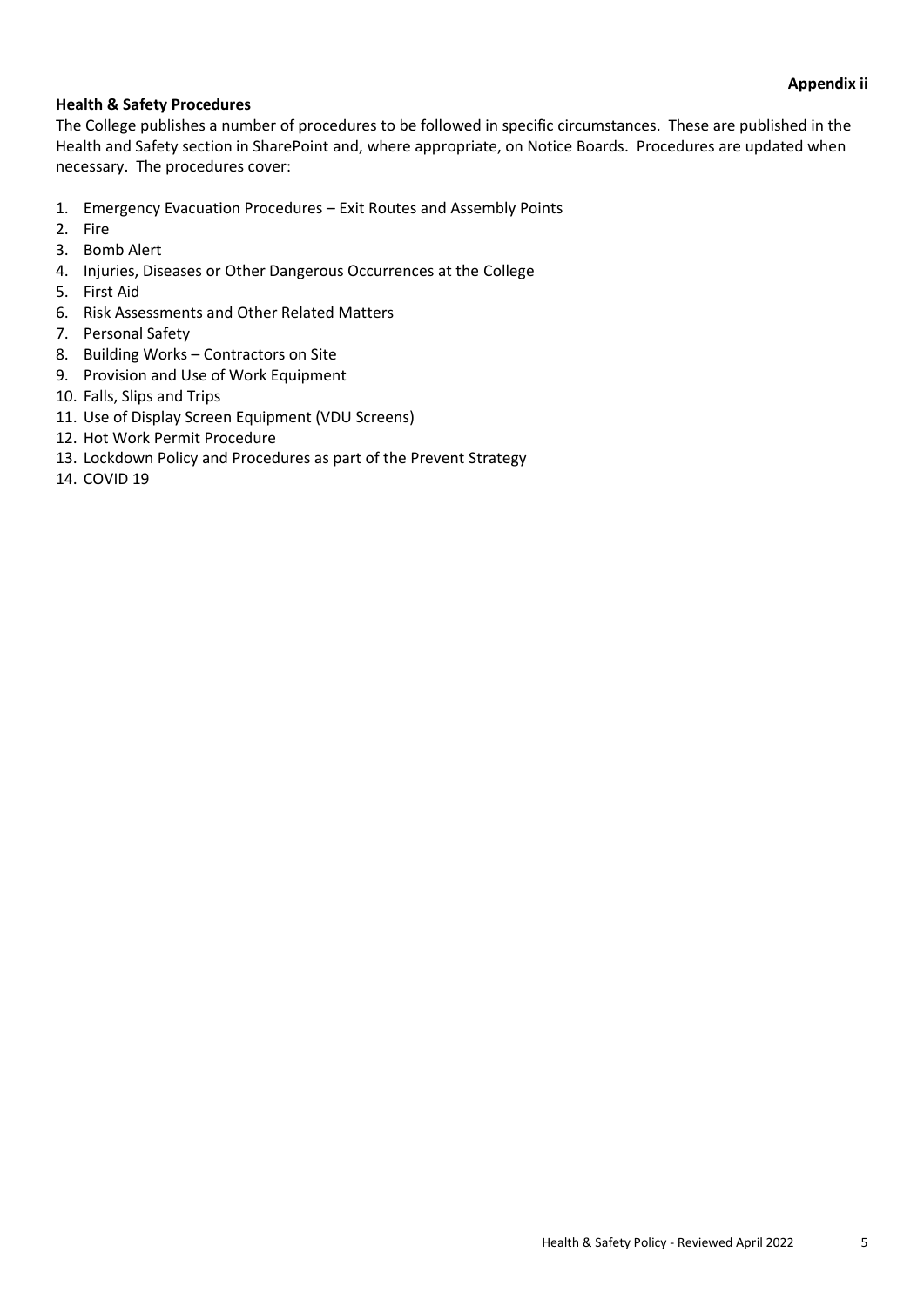**Appendix ii**

**Health & Safety Procedures**

The College publishes a number of procedures to be followed in specific circumstances. These are published in the Health and Safety section in SharePoint and, where appropriate, on Notice Boards. Procedures are updated when necessary. The procedures cover:

1. Emergency Evacuation Procedures – Exit Routes and Assembly Points
2. Fire
3. Bomb Alert
4. Injuries, Diseases or Other Dangerous Occurrences at the College
5. First Aid
6. Risk Assessments and Other Related Matters
7. Personal Safety
8. Building Works – Contractors on Site
9. Provision and Use of Work Equipment
10. Falls, Slips and Trips
11. Use of Display Screen Equipment (VDU Screens)
12. Hot Work Permit Procedure
13. Lockdown Policy and Procedures as part of the Prevent Strategy
14. COVID 19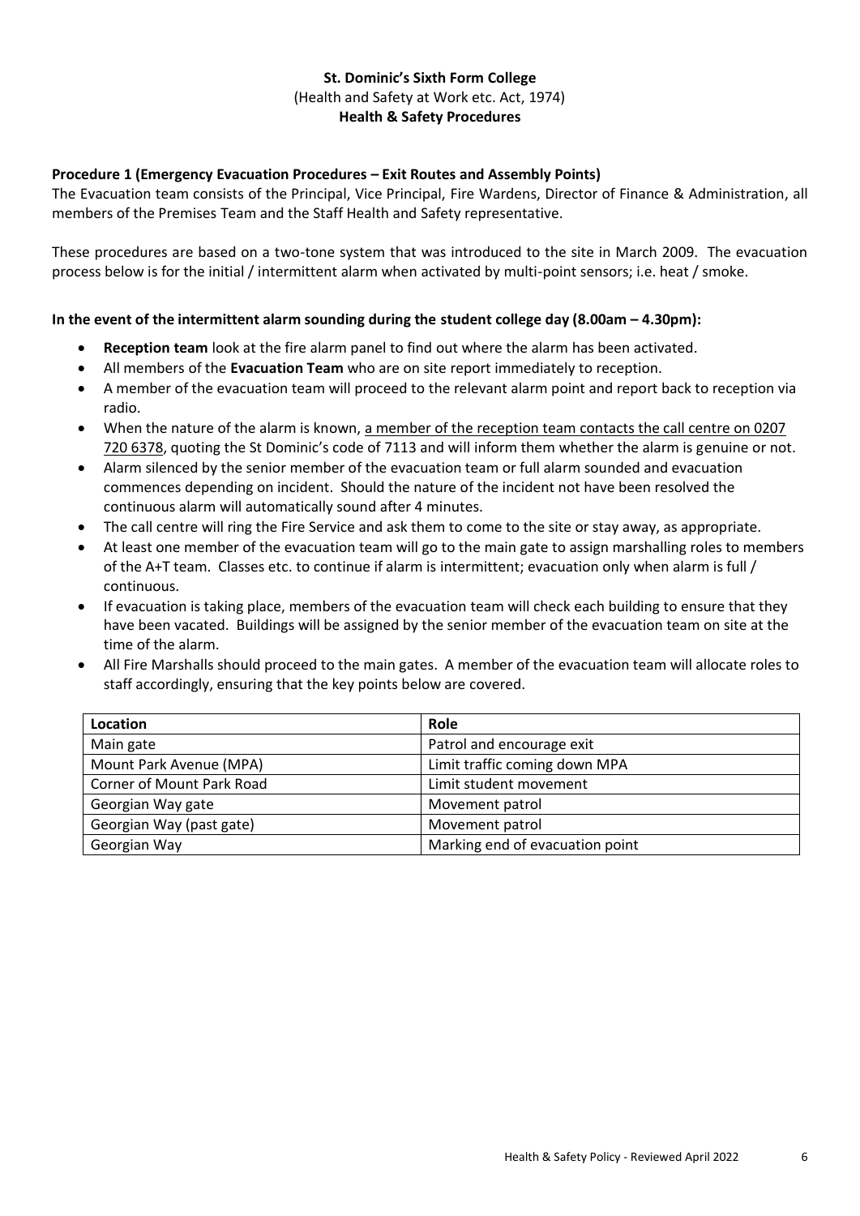**St. Dominic's Sixth Form College**
(Health and Safety at Work etc. Act, 1974)
**Health & Safety Procedures**

**Procedure 1 (Emergency Evacuation Procedures – Exit Routes and Assembly Points)**

The Evacuation team consists of the Principal, Vice Principal, Fire Wardens, Director of Finance & Administration, all members of the Premises Team and the Staff Health and Safety representative.

These procedures are based on a two-tone system that was introduced to the site in March 2009. The evacuation process below is for the initial / intermittent alarm when activated by multi-point sensors; i.e. heat / smoke.

**In the event of the intermittent alarm sounding during the student college day (8.00am – 4.30pm):**

- **Reception team** look at the fire alarm panel to find out where the alarm has been activated.
- All members of the **Evacuation Team** who are on site report immediately to reception.
- A member of the evacuation team will proceed to the relevant alarm point and report back to reception via radio.
- When the nature of the alarm is known, a member of the reception team contacts the call centre on 0207 720 6378, quoting the St Dominic's code of 7113 and will inform them whether the alarm is genuine or not.
- Alarm silenced by the senior member of the evacuation team or full alarm sounded and evacuation commences depending on incident. Should the nature of the incident not have been resolved the continuous alarm will automatically sound after 4 minutes.
- The call centre will ring the Fire Service and ask them to come to the site or stay away, as appropriate.
- At least one member of the evacuation team will go to the main gate to assign marshalling roles to members of the A+T team. Classes etc. to continue if alarm is intermittent; evacuation only when alarm is full / continuous.
- If evacuation is taking place, members of the evacuation team will check each building to ensure that they have been vacated. Buildings will be assigned by the senior member of the evacuation team on site at the time of the alarm.
- All Fire Marshalls should proceed to the main gates. A member of the evacuation team will allocate roles to staff accordingly, ensuring that the key points below are covered.

| Location | Role |
|---|---|
| Main gate | Patrol and encourage exit |
| Mount Park Avenue (MPA) | Limit traffic coming down MPA |
| Corner of Mount Park Road | Limit student movement |
| Georgian Way gate | Movement patrol |
| Georgian Way (past gate) | Movement patrol |
| Georgian Way | Marking end of evacuation point |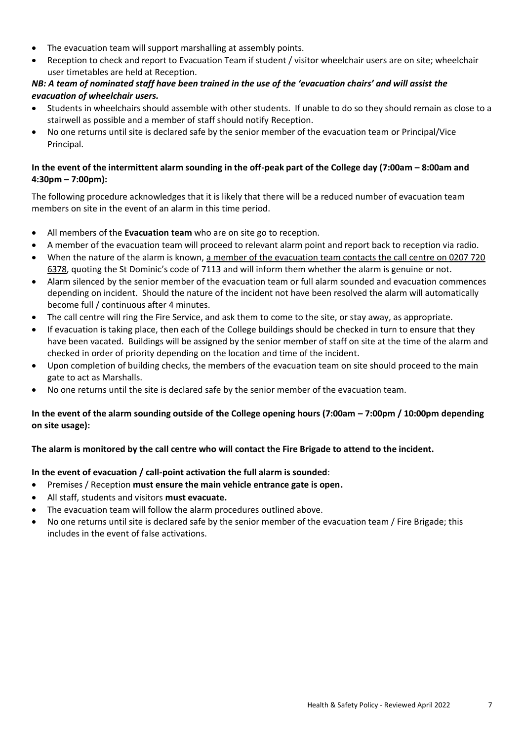- The evacuation team will support marshalling at assembly points.
- Reception to check and report to Evacuation Team if student / visitor wheelchair users are on site; wheelchair user timetables are held at Reception.

***NB: A team of nominated staff have been trained in the use of the 'evacuation chairs' and will assist the evacuation of wheelchair users.***

- Students in wheelchairs should assemble with other students. If unable to do so they should remain as close to a stairwell as possible and a member of staff should notify Reception.
- No one returns until site is declared safe by the senior member of the evacuation team or Principal/Vice Principal.

**In the event of the intermittent alarm sounding in the off-peak part of the College day (7:00am – 8:00am and 4:30pm – 7:00pm):**

The following procedure acknowledges that it is likely that there will be a reduced number of evacuation team members on site in the event of an alarm in this time period.

- All members of the **Evacuation team** who are on site go to reception.
- A member of the evacuation team will proceed to relevant alarm point and report back to reception via radio.
- When the nature of the alarm is known, a member of the evacuation team contacts the call centre on 0207 720 6378, quoting the St Dominic's code of 7113 and will inform them whether the alarm is genuine or not.
- Alarm silenced by the senior member of the evacuation team or full alarm sounded and evacuation commences depending on incident. Should the nature of the incident not have been resolved the alarm will automatically become full / continuous after 4 minutes.
- The call centre will ring the Fire Service, and ask them to come to the site, or stay away, as appropriate.
- If evacuation is taking place, then each of the College buildings should be checked in turn to ensure that they have been vacated. Buildings will be assigned by the senior member of staff on site at the time of the alarm and checked in order of priority depending on the location and time of the incident.
- Upon completion of building checks, the members of the evacuation team on site should proceed to the main gate to act as Marshalls.
- No one returns until the site is declared safe by the senior member of the evacuation team.

**In the event of the alarm sounding outside of the College opening hours (7:00am – 7:00pm / 10:00pm depending on site usage):**

**The alarm is monitored by the call centre who will contact the Fire Brigade to attend to the incident.**

**In the event of evacuation / call-point activation the full alarm is sounded**:

- Premises / Reception **must ensure the main vehicle entrance gate is open.**
- All staff, students and visitors **must evacuate.**
- The evacuation team will follow the alarm procedures outlined above.
- No one returns until site is declared safe by the senior member of the evacuation team / Fire Brigade; this includes in the event of false activations.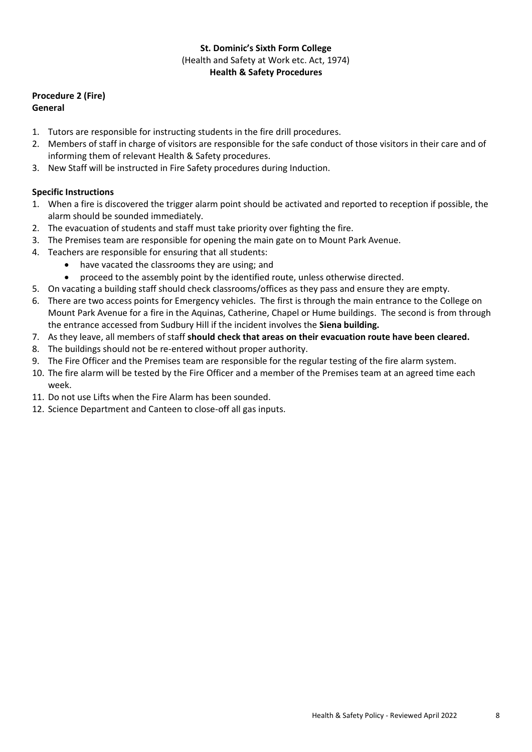**St. Dominic's Sixth Form College**
(Health and Safety at Work etc. Act, 1974)
**Health & Safety Procedures**

**Procedure 2 (Fire)**
**General**

1. Tutors are responsible for instructing students in the fire drill procedures.
2. Members of staff in charge of visitors are responsible for the safe conduct of those visitors in their care and of informing them of relevant Health & Safety procedures.
3. New Staff will be instructed in Fire Safety procedures during Induction.

**Specific Instructions**

1. When a fire is discovered the trigger alarm point should be activated and reported to reception if possible, the alarm should be sounded immediately.
2. The evacuation of students and staff must take priority over fighting the fire.
3. The Premises team are responsible for opening the main gate on to Mount Park Avenue.
4. Teachers are responsible for ensuring that all students:
   - have vacated the classrooms they are using; and
   - proceed to the assembly point by the identified route, unless otherwise directed.
5. On vacating a building staff should check classrooms/offices as they pass and ensure they are empty.
6. There are two access points for Emergency vehicles. The first is through the main entrance to the College on Mount Park Avenue for a fire in the Aquinas, Catherine, Chapel or Hume buildings. The second is from through the entrance accessed from Sudbury Hill if the incident involves the **Siena building.**
7. As they leave, all members of staff **should check that areas on their evacuation route have been cleared.**
8. The buildings should not be re-entered without proper authority.
9. The Fire Officer and the Premises team are responsible for the regular testing of the fire alarm system.
10. The fire alarm will be tested by the Fire Officer and a member of the Premises team at an agreed time each week.
11. Do not use Lifts when the Fire Alarm has been sounded.
12. Science Department and Canteen to close-off all gas inputs.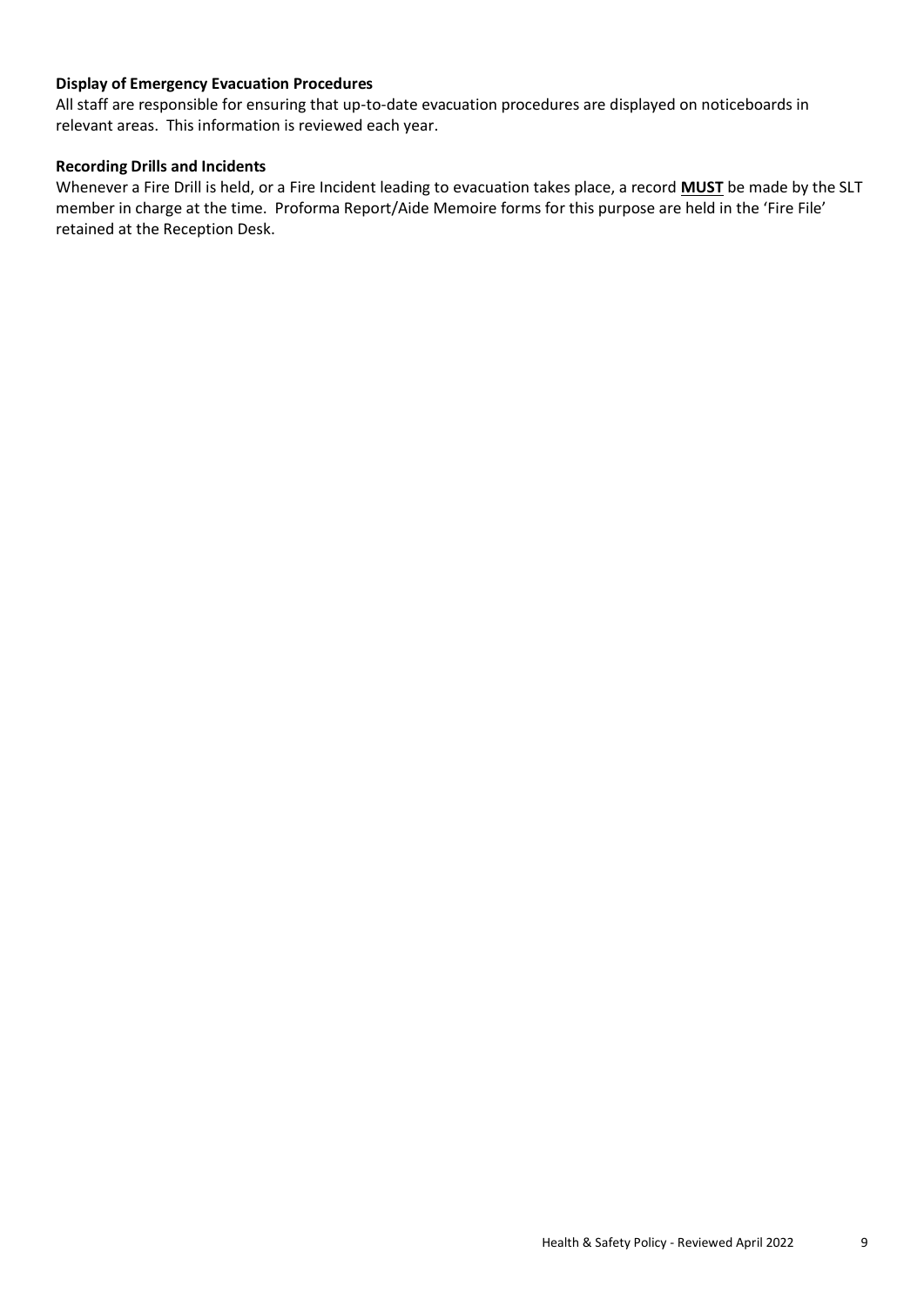**Display of Emergency Evacuation Procedures**

All staff are responsible for ensuring that up-to-date evacuation procedures are displayed on noticeboards in relevant areas. This information is reviewed each year.

**Recording Drills and Incidents**

Whenever a Fire Drill is held, or a Fire Incident leading to evacuation takes place, a record **MUST** be made by the SLT member in charge at the time. Proforma Report/Aide Memoire forms for this purpose are held in the 'Fire File' retained at the Reception Desk.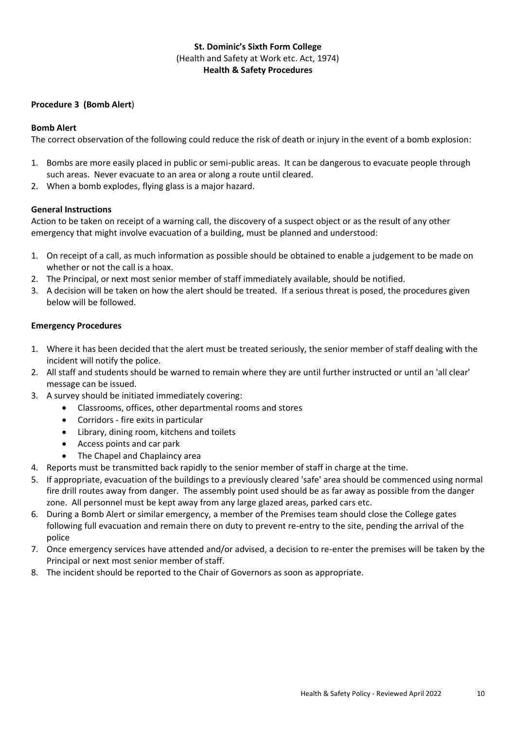**St. Dominic's Sixth Form College**
(Health and Safety at Work etc. Act, 1974)
**Health & Safety Procedures**

**Procedure 3 (Bomb Alert**)

**Bomb Alert**

The correct observation of the following could reduce the risk of death or injury in the event of a bomb explosion:

1. Bombs are more easily placed in public or semi-public areas. It can be dangerous to evacuate people through such areas. Never evacuate to an area or along a route until cleared.
2. When a bomb explodes, flying glass is a major hazard.

**General Instructions**

Action to be taken on receipt of a warning call, the discovery of a suspect object or as the result of any other emergency that might involve evacuation of a building, must be planned and understood:

1. On receipt of a call, as much information as possible should be obtained to enable a judgement to be made on whether or not the call is a hoax.
2. The Principal, or next most senior member of staff immediately available, should be notified.
3. A decision will be taken on how the alert should be treated. If a serious threat is posed, the procedures given below will be followed.

**Emergency Procedures**

1. Where it has been decided that the alert must be treated seriously, the senior member of staff dealing with the incident will notify the police.
2. All staff and students should be warned to remain where they are until further instructed or until an 'all clear' message can be issued.
3. A survey should be initiated immediately covering:
   - Classrooms, offices, other departmental rooms and stores
   - Corridors - fire exits in particular
   - Library, dining room, kitchens and toilets
   - Access points and car park
   - The Chapel and Chaplaincy area
4. Reports must be transmitted back rapidly to the senior member of staff in charge at the time.
5. If appropriate, evacuation of the buildings to a previously cleared 'safe' area should be commenced using normal fire drill routes away from danger. The assembly point used should be as far away as possible from the danger zone. All personnel must be kept away from any large glazed areas, parked cars etc.
6. During a Bomb Alert or similar emergency, a member of the Premises team should close the College gates following full evacuation and remain there on duty to prevent re-entry to the site, pending the arrival of the police
7. Once emergency services have attended and/or advised, a decision to re-enter the premises will be taken by the Principal or next most senior member of staff.
8. The incident should be reported to the Chair of Governors as soon as appropriate.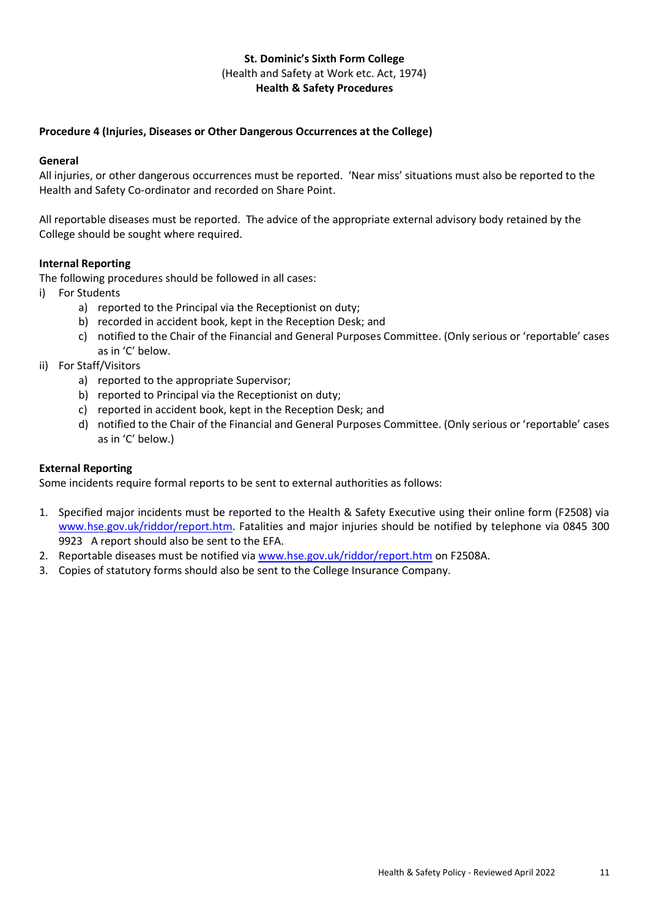**St. Dominic's Sixth Form College**
(Health and Safety at Work etc. Act, 1974)
**Health & Safety Procedures**

### Procedure 4 (Injuries, Diseases or Other Dangerous Occurrences at the College)

**General**

All injuries, or other dangerous occurrences must be reported. 'Near miss' situations must also be reported to the Health and Safety Co-ordinator and recorded on Share Point.

All reportable diseases must be reported. The advice of the appropriate external advisory body retained by the College should be sought where required.

**Internal Reporting**

The following procedures should be followed in all cases:

i) For Students
   a) reported to the Principal via the Receptionist on duty;
   b) recorded in accident book, kept in the Reception Desk; and
   c) notified to the Chair of the Financial and General Purposes Committee. (Only serious or 'reportable' cases as in 'C' below.

ii) For Staff/Visitors
   a) reported to the appropriate Supervisor;
   b) reported to Principal via the Receptionist on duty;
   c) reported in accident book, kept in the Reception Desk; and
   d) notified to the Chair of the Financial and General Purposes Committee. (Only serious or 'reportable' cases as in 'C' below.)

**External Reporting**

Some incidents require formal reports to be sent to external authorities as follows:

1. Specified major incidents must be reported to the Health & Safety Executive using their online form (F2508) via www.hse.gov.uk/riddor/report.htm. Fatalities and major injuries should be notified by telephone via 0845 300 9923 A report should also be sent to the EFA.
2. Reportable diseases must be notified via www.hse.gov.uk/riddor/report.htm on F2508A.
3. Copies of statutory forms should also be sent to the College Insurance Company.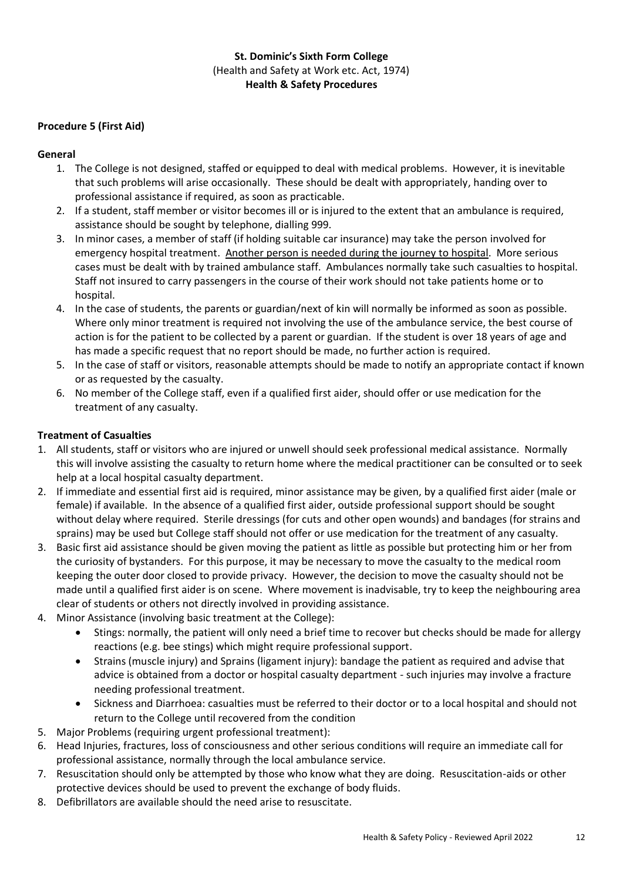**St. Dominic's Sixth Form College**
(Health and Safety at Work etc. Act, 1974)
**Health & Safety Procedures**

### Procedure 5 (First Aid)

#### General

1. The College is not designed, staffed or equipped to deal with medical problems. However, it is inevitable that such problems will arise occasionally. These should be dealt with appropriately, handing over to professional assistance if required, as soon as practicable.
2. If a student, staff member or visitor becomes ill or is injured to the extent that an ambulance is required, assistance should be sought by telephone, dialling 999.
3. In minor cases, a member of staff (if holding suitable car insurance) may take the person involved for emergency hospital treatment. Another person is needed during the journey to hospital. More serious cases must be dealt with by trained ambulance staff. Ambulances normally take such casualties to hospital. Staff not insured to carry passengers in the course of their work should not take patients home or to hospital.
4. In the case of students, the parents or guardian/next of kin will normally be informed as soon as possible. Where only minor treatment is required not involving the use of the ambulance service, the best course of action is for the patient to be collected by a parent or guardian. If the student is over 18 years of age and has made a specific request that no report should be made, no further action is required.
5. In the case of staff or visitors, reasonable attempts should be made to notify an appropriate contact if known or as requested by the casualty.
6. No member of the College staff, even if a qualified first aider, should offer or use medication for the treatment of any casualty.

#### Treatment of Casualties

1. All students, staff or visitors who are injured or unwell should seek professional medical assistance. Normally this will involve assisting the casualty to return home where the medical practitioner can be consulted or to seek help at a local hospital casualty department.
2. If immediate and essential first aid is required, minor assistance may be given, by a qualified first aider (male or female) if available. In the absence of a qualified first aider, outside professional support should be sought without delay where required. Sterile dressings (for cuts and other open wounds) and bandages (for strains and sprains) may be used but College staff should not offer or use medication for the treatment of any casualty.
3. Basic first aid assistance should be given moving the patient as little as possible but protecting him or her from the curiosity of bystanders. For this purpose, it may be necessary to move the casualty to the medical room keeping the outer door closed to provide privacy. However, the decision to move the casualty should not be made until a qualified first aider is on scene. Where movement is inadvisable, try to keep the neighbouring area clear of students or others not directly involved in providing assistance.
4. Minor Assistance (involving basic treatment at the College):
    - Stings: normally, the patient will only need a brief time to recover but checks should be made for allergy reactions (e.g. bee stings) which might require professional support.
    - Strains (muscle injury) and Sprains (ligament injury): bandage the patient as required and advise that advice is obtained from a doctor or hospital casualty department - such injuries may involve a fracture needing professional treatment.
    - Sickness and Diarrhoea: casualties must be referred to their doctor or to a local hospital and should not return to the College until recovered from the condition
5. Major Problems (requiring urgent professional treatment):
6. Head Injuries, fractures, loss of consciousness and other serious conditions will require an immediate call for professional assistance, normally through the local ambulance service.
7. Resuscitation should only be attempted by those who know what they are doing. Resuscitation-aids or other protective devices should be used to prevent the exchange of body fluids.
8. Defibrillators are available should the need arise to resuscitate.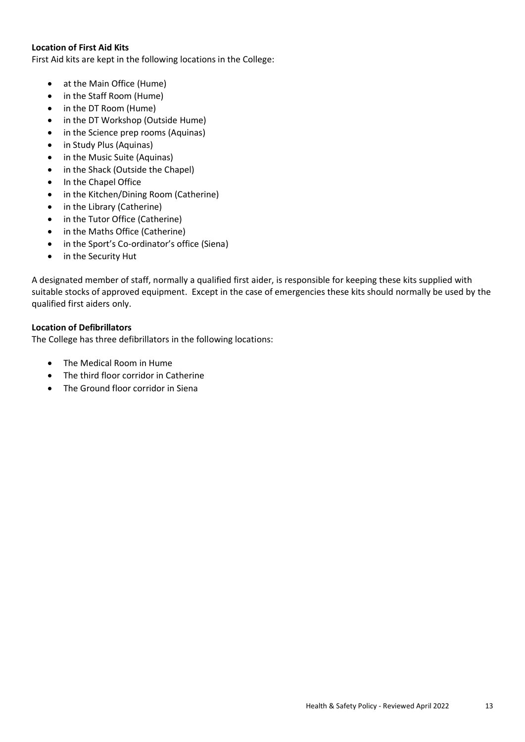**Location of First Aid Kits**

First Aid kits are kept in the following locations in the College:

- at the Main Office (Hume)
- in the Staff Room (Hume)
- in the DT Room (Hume)
- in the DT Workshop (Outside Hume)
- in the Science prep rooms (Aquinas)
- in Study Plus (Aquinas)
- in the Music Suite (Aquinas)
- in the Shack (Outside the Chapel)
- In the Chapel Office
- in the Kitchen/Dining Room (Catherine)
- in the Library (Catherine)
- in the Tutor Office (Catherine)
- in the Maths Office (Catherine)
- in the Sport's Co-ordinator's office (Siena)
- in the Security Hut

A designated member of staff, normally a qualified first aider, is responsible for keeping these kits supplied with suitable stocks of approved equipment. Except in the case of emergencies these kits should normally be used by the qualified first aiders only.

**Location of Defibrillators**

The College has three defibrillators in the following locations:

- The Medical Room in Hume
- The third floor corridor in Catherine
- The Ground floor corridor in Siena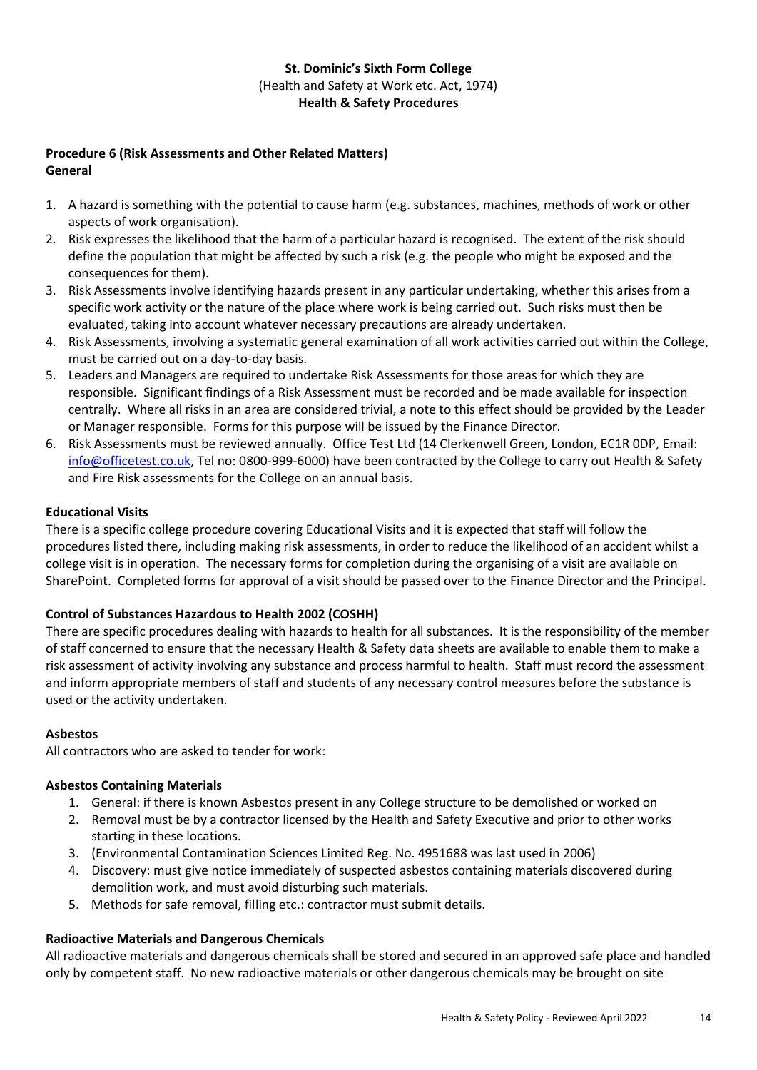**St. Dominic's Sixth Form College**
(Health and Safety at Work etc. Act, 1974)
**Health & Safety Procedures**

**Procedure 6 (Risk Assessments and Other Related Matters)**
**General**

1. A hazard is something with the potential to cause harm (e.g. substances, machines, methods of work or other aspects of work organisation).
2. Risk expresses the likelihood that the harm of a particular hazard is recognised. The extent of the risk should define the population that might be affected by such a risk (e.g. the people who might be exposed and the consequences for them).
3. Risk Assessments involve identifying hazards present in any particular undertaking, whether this arises from a specific work activity or the nature of the place where work is being carried out. Such risks must then be evaluated, taking into account whatever necessary precautions are already undertaken.
4. Risk Assessments, involving a systematic general examination of all work activities carried out within the College, must be carried out on a day-to-day basis.
5. Leaders and Managers are required to undertake Risk Assessments for those areas for which they are responsible. Significant findings of a Risk Assessment must be recorded and be made available for inspection centrally. Where all risks in an area are considered trivial, a note to this effect should be provided by the Leader or Manager responsible. Forms for this purpose will be issued by the Finance Director.
6. Risk Assessments must be reviewed annually. Office Test Ltd (14 Clerkenwell Green, London, EC1R 0DP, Email: info@officetest.co.uk, Tel no: 0800-999-6000) have been contracted by the College to carry out Health & Safety and Fire Risk assessments for the College on an annual basis.

**Educational Visits**

There is a specific college procedure covering Educational Visits and it is expected that staff will follow the procedures listed there, including making risk assessments, in order to reduce the likelihood of an accident whilst a college visit is in operation. The necessary forms for completion during the organising of a visit are available on SharePoint. Completed forms for approval of a visit should be passed over to the Finance Director and the Principal.

**Control of Substances Hazardous to Health 2002 (COSHH)**

There are specific procedures dealing with hazards to health for all substances. It is the responsibility of the member of staff concerned to ensure that the necessary Health & Safety data sheets are available to enable them to make a risk assessment of activity involving any substance and process harmful to health. Staff must record the assessment and inform appropriate members of staff and students of any necessary control measures before the substance is used or the activity undertaken.

**Asbestos**

All contractors who are asked to tender for work:

**Asbestos Containing Materials**

1. General: if there is known Asbestos present in any College structure to be demolished or worked on
2. Removal must be by a contractor licensed by the Health and Safety Executive and prior to other works starting in these locations.
3. (Environmental Contamination Sciences Limited Reg. No. 4951688 was last used in 2006)
4. Discovery: must give notice immediately of suspected asbestos containing materials discovered during demolition work, and must avoid disturbing such materials.
5. Methods for safe removal, filling etc.: contractor must submit details.

**Radioactive Materials and Dangerous Chemicals**

All radioactive materials and dangerous chemicals shall be stored and secured in an approved safe place and handled only by competent staff. No new radioactive materials or other dangerous chemicals may be brought on site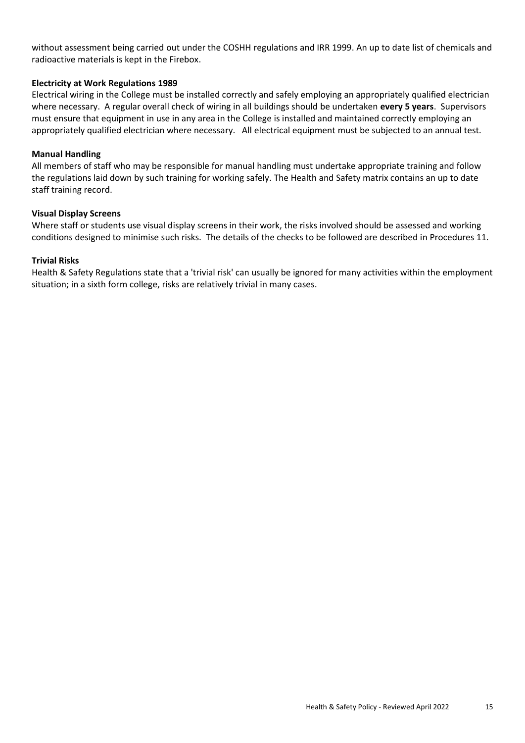without assessment being carried out under the COSHH regulations and IRR 1999. An up to date list of chemicals and radioactive materials is kept in the Firebox.

**Electricity at Work Regulations 1989**

Electrical wiring in the College must be installed correctly and safely employing an appropriately qualified electrician where necessary. A regular overall check of wiring in all buildings should be undertaken **every 5 years**. Supervisors must ensure that equipment in use in any area in the College is installed and maintained correctly employing an appropriately qualified electrician where necessary. All electrical equipment must be subjected to an annual test.

**Manual Handling**

All members of staff who may be responsible for manual handling must undertake appropriate training and follow the regulations laid down by such training for working safely. The Health and Safety matrix contains an up to date staff training record.

**Visual Display Screens**

Where staff or students use visual display screens in their work, the risks involved should be assessed and working conditions designed to minimise such risks. The details of the checks to be followed are described in Procedures 11.

**Trivial Risks**

Health & Safety Regulations state that a 'trivial risk' can usually be ignored for many activities within the employment situation; in a sixth form college, risks are relatively trivial in many cases.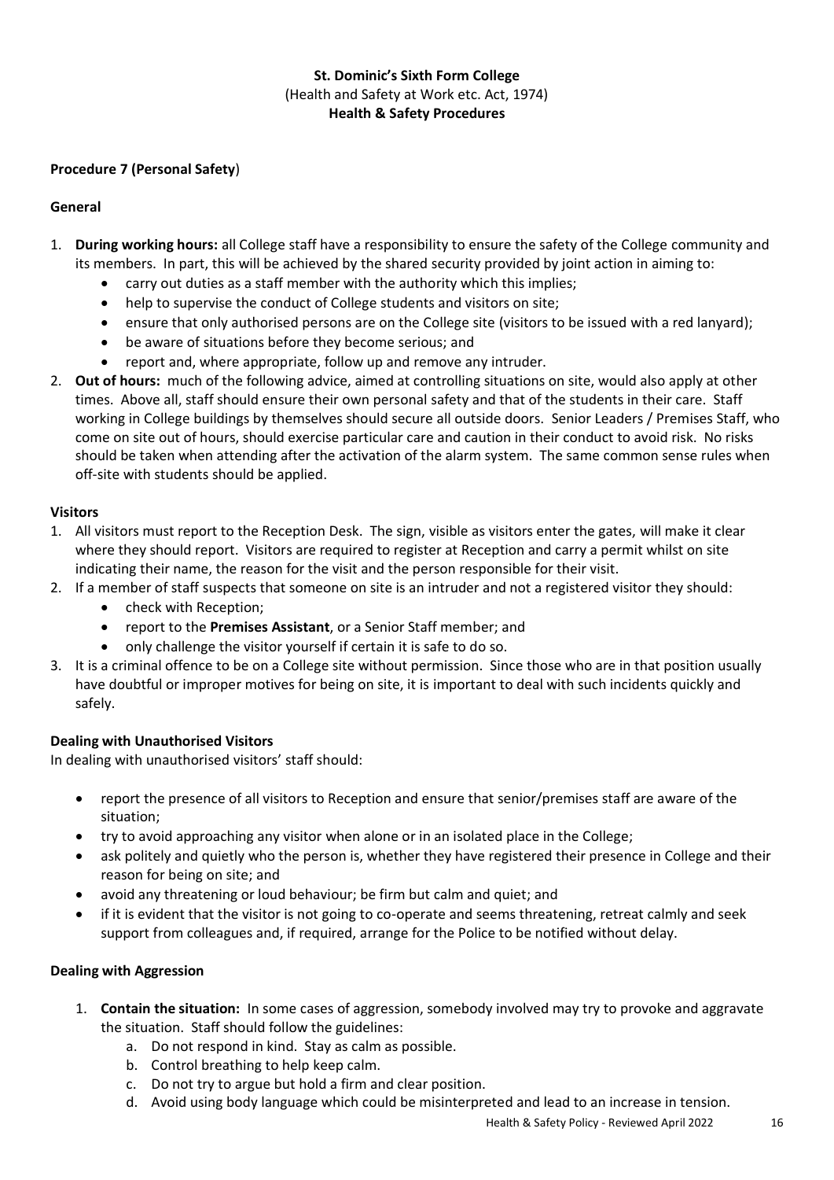**St. Dominic's Sixth Form College**
(Health and Safety at Work etc. Act, 1974)
**Health & Safety Procedures**

## Procedure 7 (Personal Safety)

### General

1. **During working hours:** all College staff have a responsibility to ensure the safety of the College community and its members. In part, this will be achieved by the shared security provided by joint action in aiming to:
    - carry out duties as a staff member with the authority which this implies;
    - help to supervise the conduct of College students and visitors on site;
    - ensure that only authorised persons are on the College site (visitors to be issued with a red lanyard);
    - be aware of situations before they become serious; and
    - report and, where appropriate, follow up and remove any intruder.
2. **Out of hours:** much of the following advice, aimed at controlling situations on site, would also apply at other times. Above all, staff should ensure their own personal safety and that of the students in their care. Staff working in College buildings by themselves should secure all outside doors. Senior Leaders / Premises Staff, who come on site out of hours, should exercise particular care and caution in their conduct to avoid risk. No risks should be taken when attending after the activation of the alarm system. The same common sense rules when off-site with students should be applied.

### Visitors

1. All visitors must report to the Reception Desk. The sign, visible as visitors enter the gates, will make it clear where they should report. Visitors are required to register at Reception and carry a permit whilst on site indicating their name, the reason for the visit and the person responsible for their visit.
2. If a member of staff suspects that someone on site is an intruder and not a registered visitor they should:
    - check with Reception;
    - report to the **Premises Assistant**, or a Senior Staff member; and
    - only challenge the visitor yourself if certain it is safe to do so.
3. It is a criminal offence to be on a College site without permission. Since those who are in that position usually have doubtful or improper motives for being on site, it is important to deal with such incidents quickly and safely.

### Dealing with Unauthorised Visitors

In dealing with unauthorised visitors' staff should:

- report the presence of all visitors to Reception and ensure that senior/premises staff are aware of the situation;
- try to avoid approaching any visitor when alone or in an isolated place in the College;
- ask politely and quietly who the person is, whether they have registered their presence in College and their reason for being on site; and
- avoid any threatening or loud behaviour; be firm but calm and quiet; and
- if it is evident that the visitor is not going to co-operate and seems threatening, retreat calmly and seek support from colleagues and, if required, arrange for the Police to be notified without delay.

### Dealing with Aggression

1. **Contain the situation:** In some cases of aggression, somebody involved may try to provoke and aggravate the situation. Staff should follow the guidelines:
    a. Do not respond in kind. Stay as calm as possible.
    b. Control breathing to help keep calm.
    c. Do not try to argue but hold a firm and clear position.
    d. Avoid using body language which could be misinterpreted and lead to an increase in tension.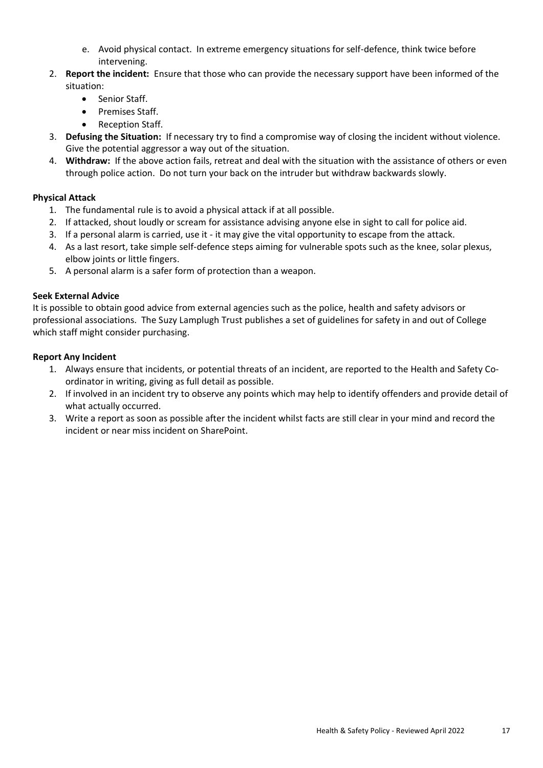e. Avoid physical contact. In extreme emergency situations for self-defence, think twice before intervening.

2. **Report the incident:** Ensure that those who can provide the necessary support have been informed of the situation:
   - Senior Staff.
   - Premises Staff.
   - Reception Staff.
3. **Defusing the Situation:** If necessary try to find a compromise way of closing the incident without violence. Give the potential aggressor a way out of the situation.
4. **Withdraw:** If the above action fails, retreat and deal with the situation with the assistance of others or even through police action. Do not turn your back on the intruder but withdraw backwards slowly.

**Physical Attack**

1. The fundamental rule is to avoid a physical attack if at all possible.
2. If attacked, shout loudly or scream for assistance advising anyone else in sight to call for police aid.
3. If a personal alarm is carried, use it - it may give the vital opportunity to escape from the attack.
4. As a last resort, take simple self-defence steps aiming for vulnerable spots such as the knee, solar plexus, elbow joints or little fingers.
5. A personal alarm is a safer form of protection than a weapon.

**Seek External Advice**

It is possible to obtain good advice from external agencies such as the police, health and safety advisors or professional associations. The Suzy Lamplugh Trust publishes a set of guidelines for safety in and out of College which staff might consider purchasing.

**Report Any Incident**

1. Always ensure that incidents, or potential threats of an incident, are reported to the Health and Safety Co-ordinator in writing, giving as full detail as possible.
2. If involved in an incident try to observe any points which may help to identify offenders and provide detail of what actually occurred.
3. Write a report as soon as possible after the incident whilst facts are still clear in your mind and record the incident or near miss incident on SharePoint.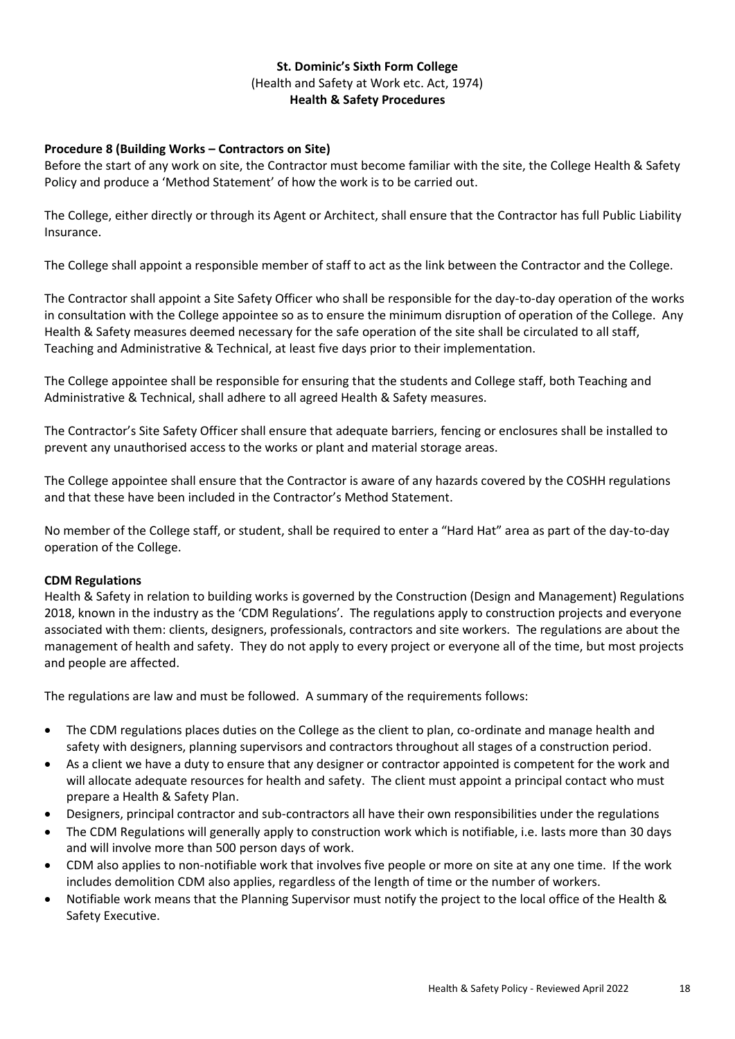**St. Dominic's Sixth Form College**
(Health and Safety at Work etc. Act, 1974)
**Health & Safety Procedures**

### Procedure 8 (Building Works – Contractors on Site)

Before the start of any work on site, the Contractor must become familiar with the site, the College Health & Safety Policy and produce a 'Method Statement' of how the work is to be carried out.

The College, either directly or through its Agent or Architect, shall ensure that the Contractor has full Public Liability Insurance.

The College shall appoint a responsible member of staff to act as the link between the Contractor and the College.

The Contractor shall appoint a Site Safety Officer who shall be responsible for the day-to-day operation of the works in consultation with the College appointee so as to ensure the minimum disruption of operation of the College. Any Health & Safety measures deemed necessary for the safe operation of the site shall be circulated to all staff, Teaching and Administrative & Technical, at least five days prior to their implementation.

The College appointee shall be responsible for ensuring that the students and College staff, both Teaching and Administrative & Technical, shall adhere to all agreed Health & Safety measures.

The Contractor's Site Safety Officer shall ensure that adequate barriers, fencing or enclosures shall be installed to prevent any unauthorised access to the works or plant and material storage areas.

The College appointee shall ensure that the Contractor is aware of any hazards covered by the COSHH regulations and that these have been included in the Contractor's Method Statement.

No member of the College staff, or student, shall be required to enter a "Hard Hat" area as part of the day-to-day operation of the College.

### CDM Regulations

Health & Safety in relation to building works is governed by the Construction (Design and Management) Regulations 2018, known in the industry as the 'CDM Regulations'. The regulations apply to construction projects and everyone associated with them: clients, designers, professionals, contractors and site workers. The regulations are about the management of health and safety. They do not apply to every project or everyone all of the time, but most projects and people are affected.

The regulations are law and must be followed. A summary of the requirements follows:

- The CDM regulations places duties on the College as the client to plan, co-ordinate and manage health and safety with designers, planning supervisors and contractors throughout all stages of a construction period.
- As a client we have a duty to ensure that any designer or contractor appointed is competent for the work and will allocate adequate resources for health and safety. The client must appoint a principal contact who must prepare a Health & Safety Plan.
- Designers, principal contractor and sub-contractors all have their own responsibilities under the regulations
- The CDM Regulations will generally apply to construction work which is notifiable, i.e. lasts more than 30 days and will involve more than 500 person days of work.
- CDM also applies to non-notifiable work that involves five people or more on site at any one time. If the work includes demolition CDM also applies, regardless of the length of time or the number of workers.
- Notifiable work means that the Planning Supervisor must notify the project to the local office of the Health & Safety Executive.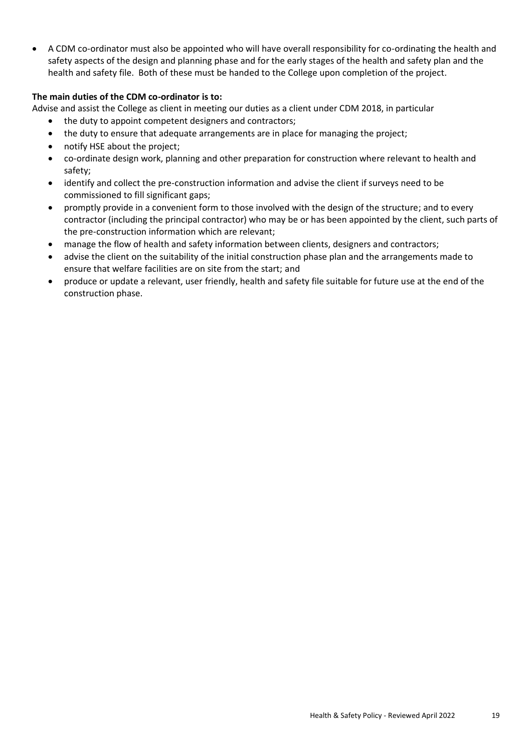- A CDM co-ordinator must also be appointed who will have overall responsibility for co-ordinating the health and safety aspects of the design and planning phase and for the early stages of the health and safety plan and the health and safety file. Both of these must be handed to the College upon completion of the project.

**The main duties of the CDM co-ordinator is to:**

Advise and assist the College as client in meeting our duties as a client under CDM 2018, in particular

- the duty to appoint competent designers and contractors;
- the duty to ensure that adequate arrangements are in place for managing the project;
- notify HSE about the project;
- co-ordinate design work, planning and other preparation for construction where relevant to health and safety;
- identify and collect the pre-construction information and advise the client if surveys need to be commissioned to fill significant gaps;
- promptly provide in a convenient form to those involved with the design of the structure; and to every contractor (including the principal contractor) who may be or has been appointed by the client, such parts of the pre-construction information which are relevant;
- manage the flow of health and safety information between clients, designers and contractors;
- advise the client on the suitability of the initial construction phase plan and the arrangements made to ensure that welfare facilities are on site from the start; and
- produce or update a relevant, user friendly, health and safety file suitable for future use at the end of the construction phase.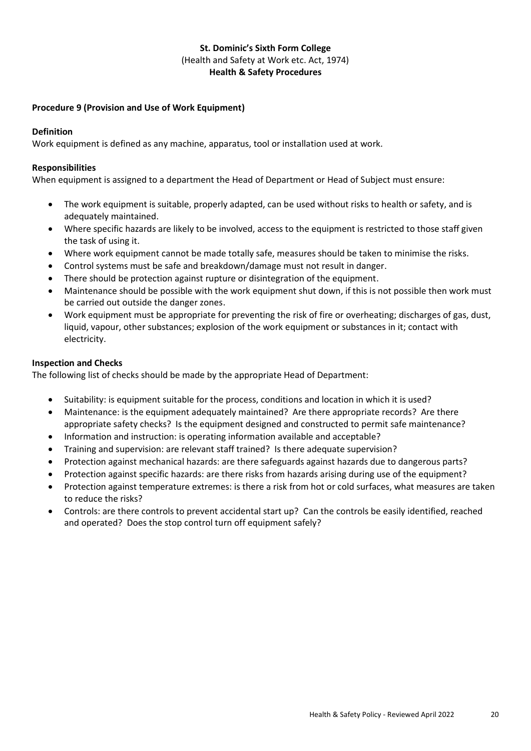**St. Dominic's Sixth Form College**
(Health and Safety at Work etc. Act, 1974)
**Health & Safety Procedures**

### Procedure 9 (Provision and Use of Work Equipment)

**Definition**
Work equipment is defined as any machine, apparatus, tool or installation used at work.

**Responsibilities**
When equipment is assigned to a department the Head of Department or Head of Subject must ensure:

- The work equipment is suitable, properly adapted, can be used without risks to health or safety, and is adequately maintained.
- Where specific hazards are likely to be involved, access to the equipment is restricted to those staff given the task of using it.
- Where work equipment cannot be made totally safe, measures should be taken to minimise the risks.
- Control systems must be safe and breakdown/damage must not result in danger.
- There should be protection against rupture or disintegration of the equipment.
- Maintenance should be possible with the work equipment shut down, if this is not possible then work must be carried out outside the danger zones.
- Work equipment must be appropriate for preventing the risk of fire or overheating; discharges of gas, dust, liquid, vapour, other substances; explosion of the work equipment or substances in it; contact with electricity.

**Inspection and Checks**
The following list of checks should be made by the appropriate Head of Department:

- Suitability: is equipment suitable for the process, conditions and location in which it is used?
- Maintenance: is the equipment adequately maintained? Are there appropriate records? Are there appropriate safety checks? Is the equipment designed and constructed to permit safe maintenance?
- Information and instruction: is operating information available and acceptable?
- Training and supervision: are relevant staff trained? Is there adequate supervision?
- Protection against mechanical hazards: are there safeguards against hazards due to dangerous parts?
- Protection against specific hazards: are there risks from hazards arising during use of the equipment?
- Protection against temperature extremes: is there a risk from hot or cold surfaces, what measures are taken to reduce the risks?
- Controls: are there controls to prevent accidental start up? Can the controls be easily identified, reached and operated? Does the stop control turn off equipment safely?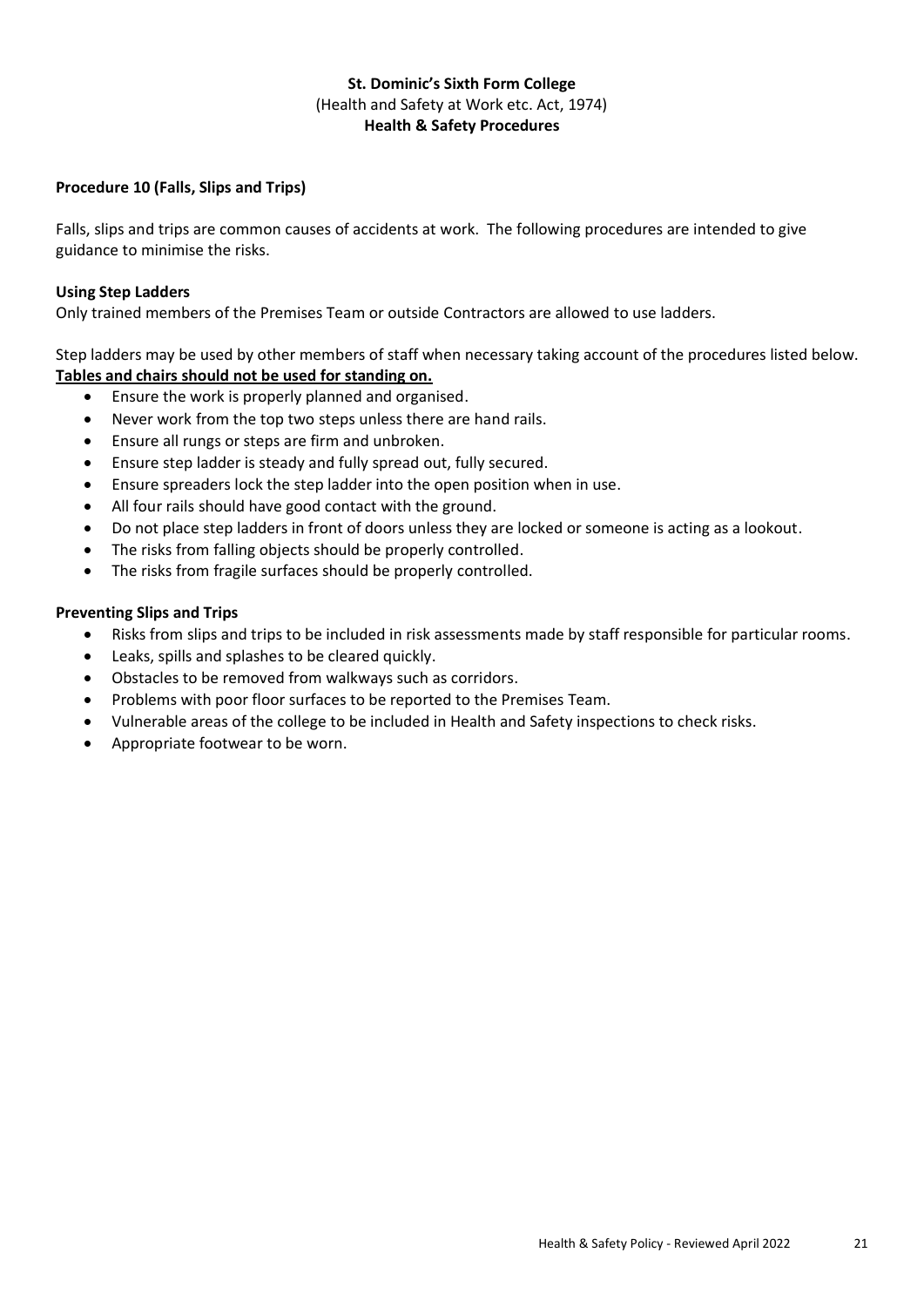**St. Dominic's Sixth Form College**
(Health and Safety at Work etc. Act, 1974)
**Health & Safety Procedures**

## Procedure 10 (Falls, Slips and Trips)

Falls, slips and trips are common causes of accidents at work. The following procedures are intended to give guidance to minimise the risks.

### Using Step Ladders

Only trained members of the Premises Team or outside Contractors are allowed to use ladders.

Step ladders may be used by other members of staff when necessary taking account of the procedures listed below.
**Tables and chairs should not be used for standing on.**

- Ensure the work is properly planned and organised.
- Never work from the top two steps unless there are hand rails.
- Ensure all rungs or steps are firm and unbroken.
- Ensure step ladder is steady and fully spread out, fully secured.
- Ensure spreaders lock the step ladder into the open position when in use.
- All four rails should have good contact with the ground.
- Do not place step ladders in front of doors unless they are locked or someone is acting as a lookout.
- The risks from falling objects should be properly controlled.
- The risks from fragile surfaces should be properly controlled.

### Preventing Slips and Trips

- Risks from slips and trips to be included in risk assessments made by staff responsible for particular rooms.
- Leaks, spills and splashes to be cleared quickly.
- Obstacles to be removed from walkways such as corridors.
- Problems with poor floor surfaces to be reported to the Premises Team.
- Vulnerable areas of the college to be included in Health and Safety inspections to check risks.
- Appropriate footwear to be worn.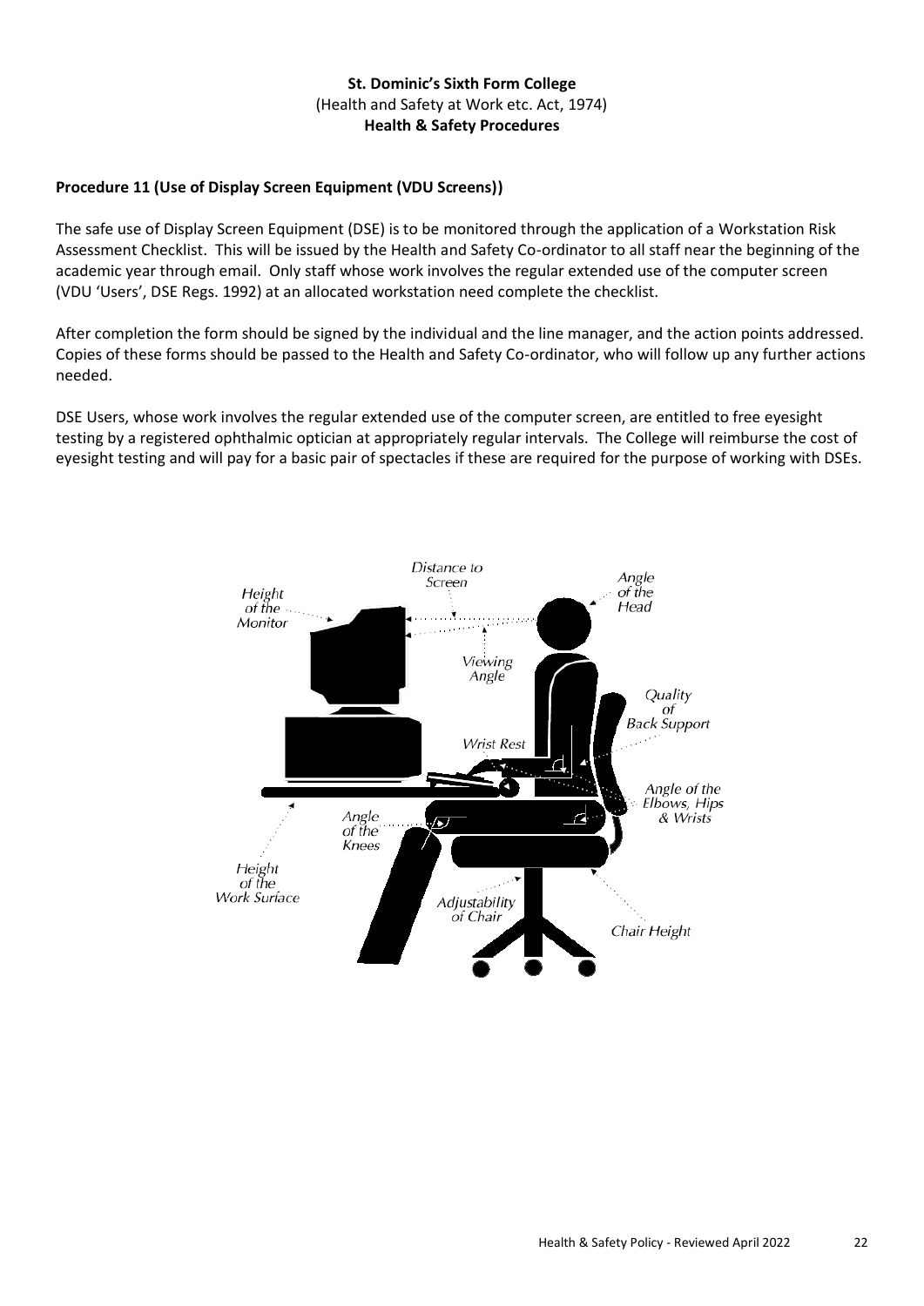**St. Dominic's Sixth Form College**
(Health and Safety at Work etc. Act, 1974)
**Health & Safety Procedures**

**Procedure 11 (Use of Display Screen Equipment (VDU Screens))**

The safe use of Display Screen Equipment (DSE) is to be monitored through the application of a Workstation Risk Assessment Checklist. This will be issued by the Health and Safety Co-ordinator to all staff near the beginning of the academic year through email. Only staff whose work involves the regular extended use of the computer screen (VDU 'Users', DSE Regs. 1992) at an allocated workstation need complete the checklist.

After completion the form should be signed by the individual and the line manager, and the action points addressed. Copies of these forms should be passed to the Health and Safety Co-ordinator, who will follow up any further actions needed.

DSE Users, whose work involves the regular extended use of the computer screen, are entitled to free eyesight testing by a registered ophthalmic optician at appropriately regular intervals. The College will reimburse the cost of eyesight testing and will pay for a basic pair of spectacles if these are required for the purpose of working with DSEs.

*Distance to Screen*
*Height of the Monitor*
*Angle of the Head*
*Viewing Angle*
*Quality of Back Support*
*Wrist Rest*
*Angle of the Elbows, Hips & Wrists*
*Angle of the Knees*
*Height of the Work Surface*
*Adjustability of Chair*
*Chair Height*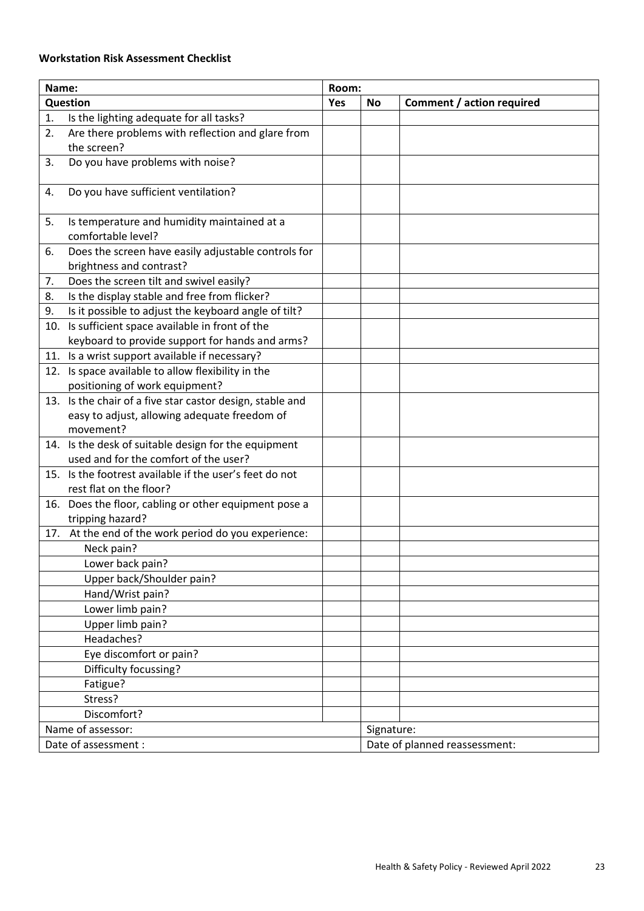**Workstation Risk Assessment Checklist**

| Name: | Room: | | |
|---|---|---|---|
| **Question** | **Yes** | **No** | **Comment / action required** |
| 1. Is the lighting adequate for all tasks? | | | |
| 2. Are there problems with reflection and glare from the screen? | | | |
| 3. Do you have problems with noise? | | | |
| 4. Do you have sufficient ventilation? | | | |
| 5. Is temperature and humidity maintained at a comfortable level? | | | |
| 6. Does the screen have easily adjustable controls for brightness and contrast? | | | |
| 7. Does the screen tilt and swivel easily? | | | |
| 8. Is the display stable and free from flicker? | | | |
| 9. Is it possible to adjust the keyboard angle of tilt? | | | |
| 10. Is sufficient space available in front of the keyboard to provide support for hands and arms? | | | |
| 11. Is a wrist support available if necessary? | | | |
| 12. Is space available to allow flexibility in the positioning of work equipment? | | | |
| 13. Is the chair of a five star castor design, stable and easy to adjust, allowing adequate freedom of movement? | | | |
| 14. Is the desk of suitable design for the equipment used and for the comfort of the user? | | | |
| 15. Is the footrest available if the user's feet do not rest flat on the floor? | | | |
| 16. Does the floor, cabling or other equipment pose a tripping hazard? | | | |
| 17. At the end of the work period do you experience: | | | |
| Neck pain? | | | |
| Lower back pain? | | | |
| Upper back/Shoulder pain? | | | |
| Hand/Wrist pain? | | | |
| Lower limb pain? | | | |
| Upper limb pain? | | | |
| Headaches? | | | |
| Eye discomfort or pain? | | | |
| Difficulty focussing? | | | |
| Fatigue? | | | |
| Stress? | | | |
| Discomfort? | | | |
| Name of assessor: | | Signature: | |
| Date of assessment : | | Date of planned reassessment: | |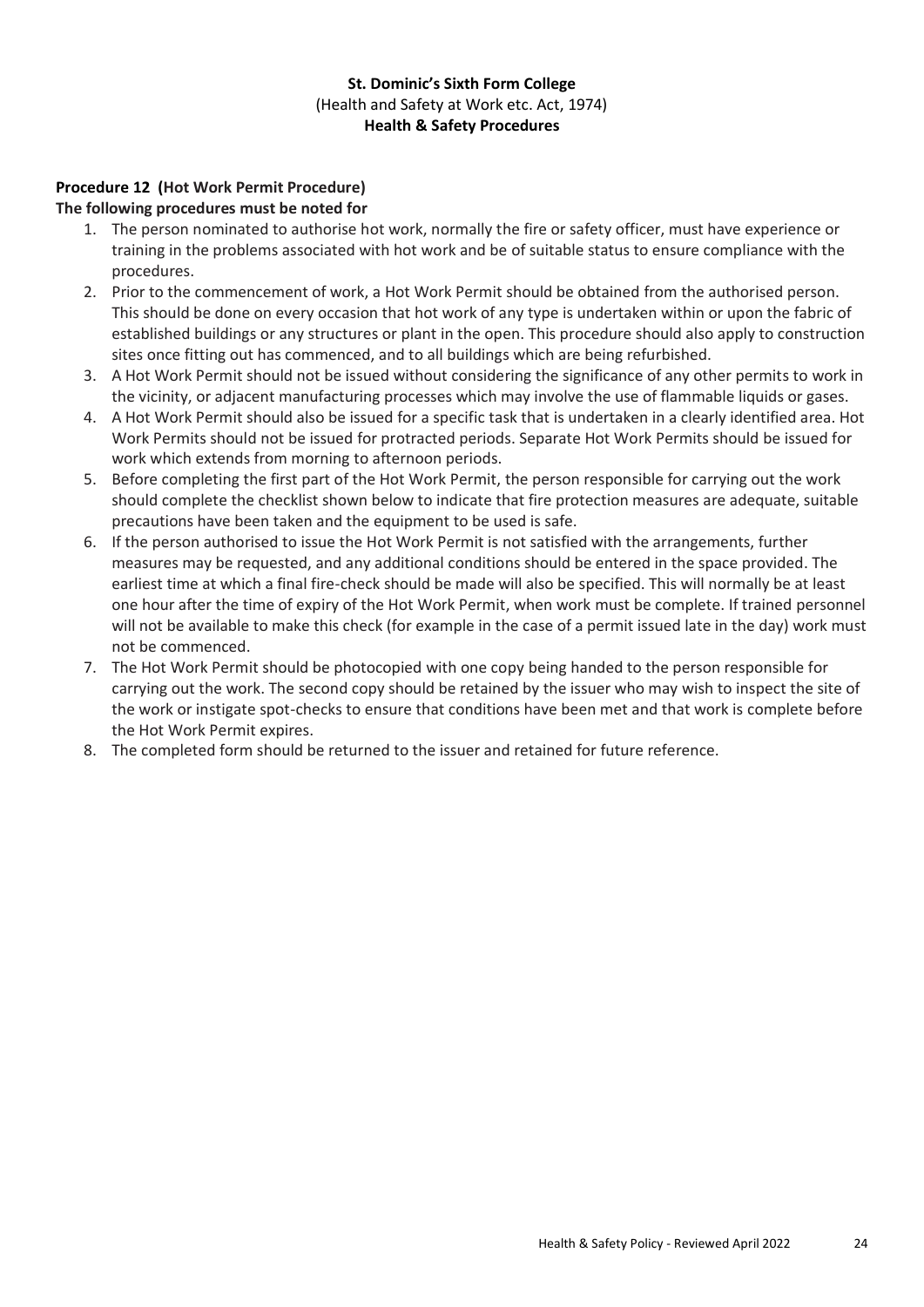**St. Dominic's Sixth Form College**
(Health and Safety at Work etc. Act, 1974)
**Health & Safety Procedures**

## Procedure 12 (Hot Work Permit Procedure)

**The following procedures must be noted for**

1. The person nominated to authorise hot work, normally the fire or safety officer, must have experience or training in the problems associated with hot work and be of suitable status to ensure compliance with the procedures.
2. Prior to the commencement of work, a Hot Work Permit should be obtained from the authorised person. This should be done on every occasion that hot work of any type is undertaken within or upon the fabric of established buildings or any structures or plant in the open. This procedure should also apply to construction sites once fitting out has commenced, and to all buildings which are being refurbished.
3. A Hot Work Permit should not be issued without considering the significance of any other permits to work in the vicinity, or adjacent manufacturing processes which may involve the use of flammable liquids or gases.
4. A Hot Work Permit should also be issued for a specific task that is undertaken in a clearly identified area. Hot Work Permits should not be issued for protracted periods. Separate Hot Work Permits should be issued for work which extends from morning to afternoon periods.
5. Before completing the first part of the Hot Work Permit, the person responsible for carrying out the work should complete the checklist shown below to indicate that fire protection measures are adequate, suitable precautions have been taken and the equipment to be used is safe.
6. If the person authorised to issue the Hot Work Permit is not satisfied with the arrangements, further measures may be requested, and any additional conditions should be entered in the space provided. The earliest time at which a final fire-check should be made will also be specified. This will normally be at least one hour after the time of expiry of the Hot Work Permit, when work must be complete. If trained personnel will not be available to make this check (for example in the case of a permit issued late in the day) work must not be commenced.
7. The Hot Work Permit should be photocopied with one copy being handed to the person responsible for carrying out the work. The second copy should be retained by the issuer who may wish to inspect the site of the work or instigate spot-checks to ensure that conditions have been met and that work is complete before the Hot Work Permit expires.
8. The completed form should be returned to the issuer and retained for future reference.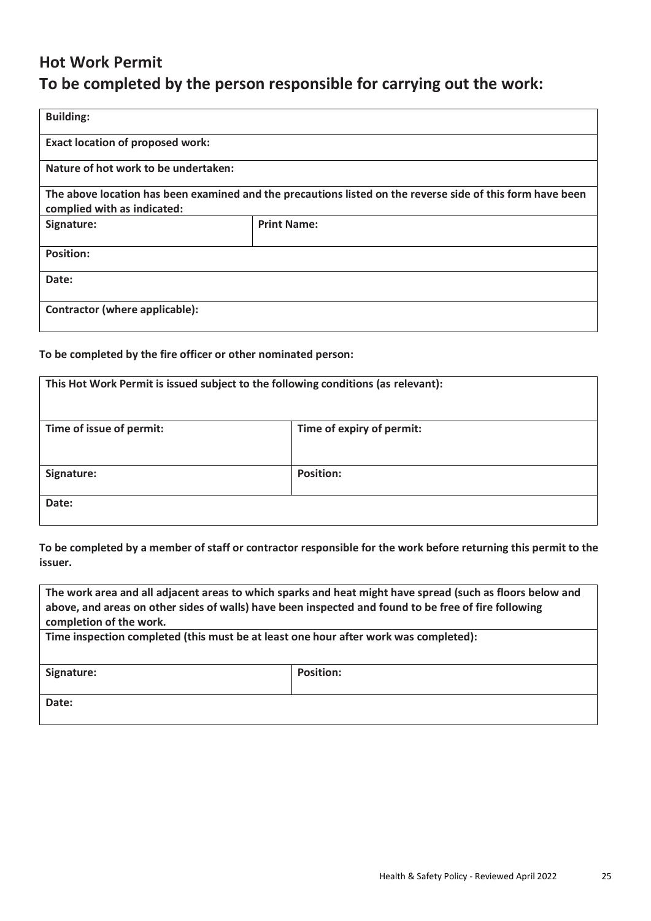## Hot Work Permit

## To be completed by the person responsible for carrying out the work:

| **Building:** | |
|---|---|
| **Exact location of proposed work:** | |
| **Nature of hot work to be undertaken:** | |
| **The above location has been examined and the precautions listed on the reverse side of this form have been complied with as indicated:** | |
| **Signature:** | **Print Name:** |
| **Position:** | |
| **Date:** | |
| **Contractor (where applicable):** | |

**To be completed by the fire officer or other nominated person:**

| **This Hot Work Permit is issued subject to the following conditions (as relevant):** | |
|---|---|
| **Time of issue of permit:** | **Time of expiry of permit:** |
| **Signature:** | **Position:** |
| **Date:** | |

**To be completed by a member of staff or contractor responsible for the work before returning this permit to the issuer.**

| **The work area and all adjacent areas to which sparks and heat might have spread (such as floors below and above, and areas on other sides of walls) have been inspected and found to be free of fire following completion of the work.** | |
|---|---|
| **Time inspection completed (this must be at least one hour after work was completed):** | |
| **Signature:** | **Position:** |
| **Date:** | |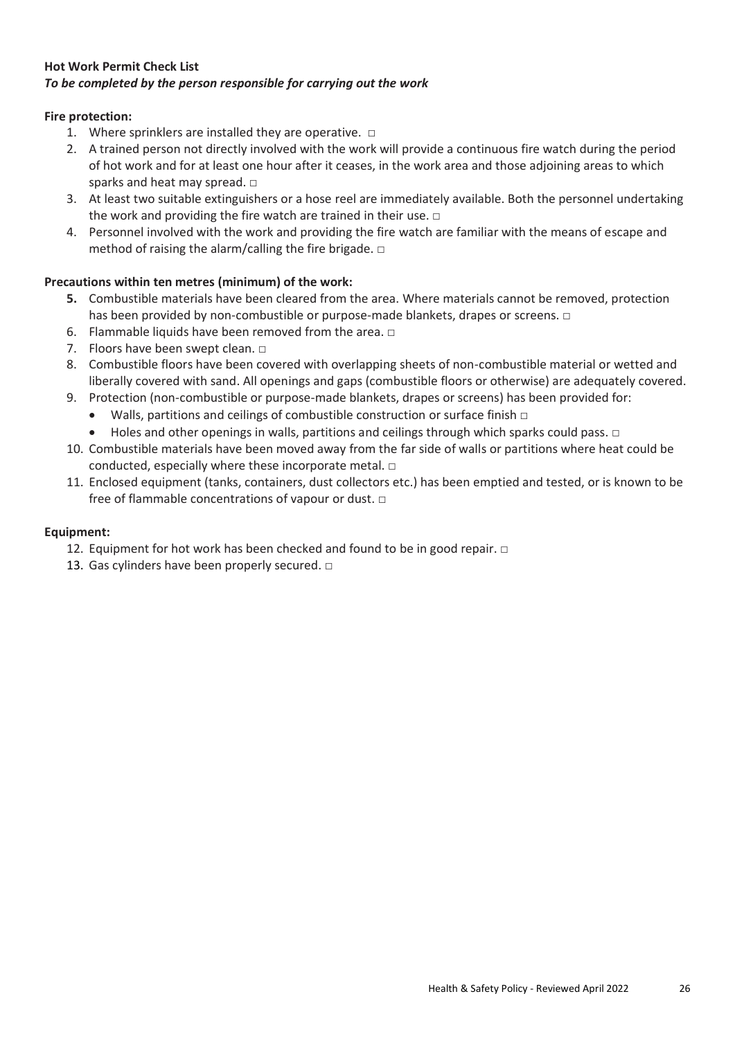**Hot Work Permit Check List**
***To be completed by the person responsible for carrying out the work***

**Fire protection:**

1. Where sprinklers are installed they are operative. □
2. A trained person not directly involved with the work will provide a continuous fire watch during the period of hot work and for at least one hour after it ceases, in the work area and those adjoining areas to which sparks and heat may spread. □
3. At least two suitable extinguishers or a hose reel are immediately available. Both the personnel undertaking the work and providing the fire watch are trained in their use. □
4. Personnel involved with the work and providing the fire watch are familiar with the means of escape and method of raising the alarm/calling the fire brigade. □

**Precautions within ten metres (minimum) of the work:**

5. Combustible materials have been cleared from the area. Where materials cannot be removed, protection has been provided by non-combustible or purpose-made blankets, drapes or screens. □
6. Flammable liquids have been removed from the area. □
7. Floors have been swept clean. □
8. Combustible floors have been covered with overlapping sheets of non-combustible material or wetted and liberally covered with sand. All openings and gaps (combustible floors or otherwise) are adequately covered.
9. Protection (non-combustible or purpose-made blankets, drapes or screens) has been provided for:
   - Walls, partitions and ceilings of combustible construction or surface finish □
   - Holes and other openings in walls, partitions and ceilings through which sparks could pass. □
10. Combustible materials have been moved away from the far side of walls or partitions where heat could be conducted, especially where these incorporate metal. □
11. Enclosed equipment (tanks, containers, dust collectors etc.) has been emptied and tested, or is known to be free of flammable concentrations of vapour or dust. □

**Equipment:**

12. Equipment for hot work has been checked and found to be in good repair. □
13. Gas cylinders have been properly secured. □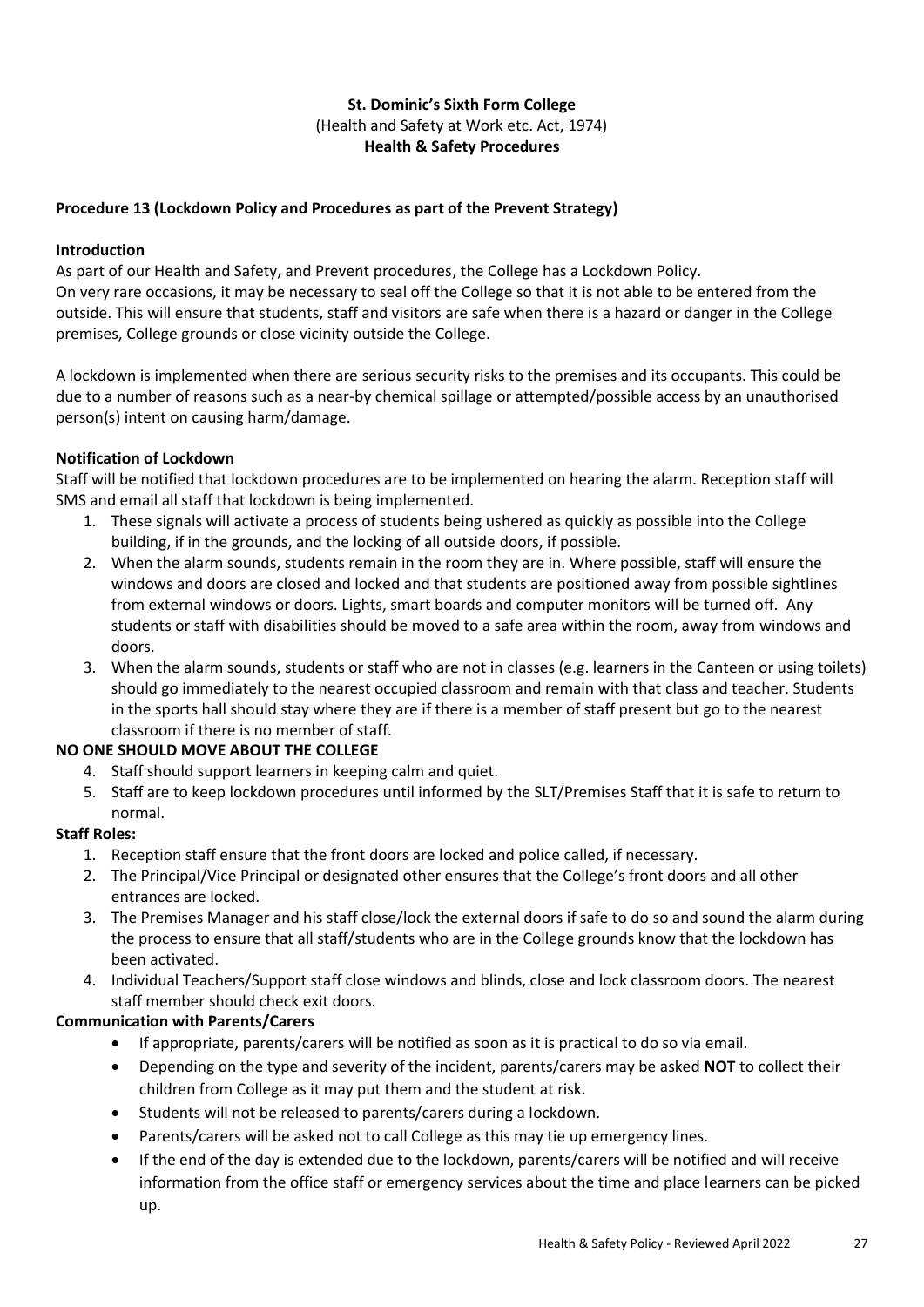**St. Dominic's Sixth Form College**
(Health and Safety at Work etc. Act, 1974)
**Health & Safety Procedures**

## Procedure 13 (Lockdown Policy and Procedures as part of the Prevent Strategy)

### Introduction

As part of our Health and Safety, and Prevent procedures, the College has a Lockdown Policy.
On very rare occasions, it may be necessary to seal off the College so that it is not able to be entered from the outside. This will ensure that students, staff and visitors are safe when there is a hazard or danger in the College premises, College grounds or close vicinity outside the College.

A lockdown is implemented when there are serious security risks to the premises and its occupants. This could be due to a number of reasons such as a near-by chemical spillage or attempted/possible access by an unauthorised person(s) intent on causing harm/damage.

### Notification of Lockdown

Staff will be notified that lockdown procedures are to be implemented on hearing the alarm. Reception staff will SMS and email all staff that lockdown is being implemented.

1. These signals will activate a process of students being ushered as quickly as possible into the College building, if in the grounds, and the locking of all outside doors, if possible.
2. When the alarm sounds, students remain in the room they are in. Where possible, staff will ensure the windows and doors are closed and locked and that students are positioned away from possible sightlines from external windows or doors. Lights, smart boards and computer monitors will be turned off. Any students or staff with disabilities should be moved to a safe area within the room, away from windows and doors.
3. When the alarm sounds, students or staff who are not in classes (e.g. learners in the Canteen or using toilets) should go immediately to the nearest occupied classroom and remain with that class and teacher. Students in the sports hall should stay where they are if there is a member of staff present but go to the nearest classroom if there is no member of staff.

**NO ONE SHOULD MOVE ABOUT THE COLLEGE**

4. Staff should support learners in keeping calm and quiet.
5. Staff are to keep lockdown procedures until informed by the SLT/Premises Staff that it is safe to return to normal.

### Staff Roles:

1. Reception staff ensure that the front doors are locked and police called, if necessary.
2. The Principal/Vice Principal or designated other ensures that the College's front doors and all other entrances are locked.
3. The Premises Manager and his staff close/lock the external doors if safe to do so and sound the alarm during the process to ensure that all staff/students who are in the College grounds know that the lockdown has been activated.
4. Individual Teachers/Support staff close windows and blinds, close and lock classroom doors. The nearest staff member should check exit doors.

### Communication with Parents/Carers

- If appropriate, parents/carers will be notified as soon as it is practical to do so via email.
- Depending on the type and severity of the incident, parents/carers may be asked **NOT** to collect their children from College as it may put them and the student at risk.
- Students will not be released to parents/carers during a lockdown.
- Parents/carers will be asked not to call College as this may tie up emergency lines.
- If the end of the day is extended due to the lockdown, parents/carers will be notified and will receive information from the office staff or emergency services about the time and place learners can be picked up.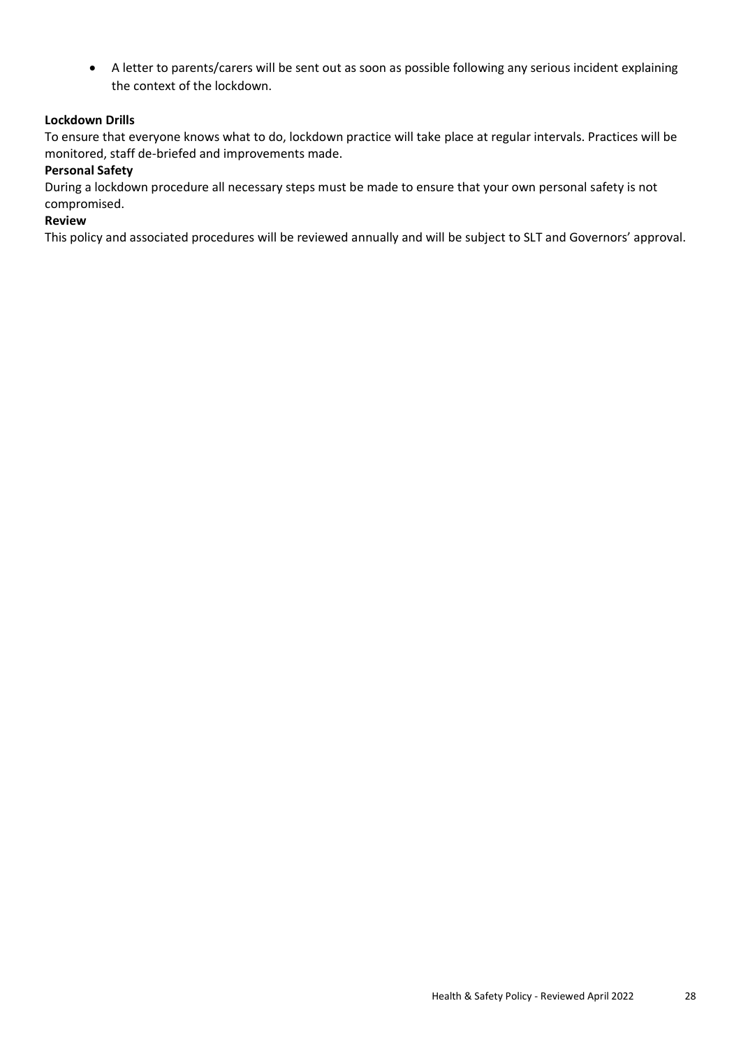- A letter to parents/carers will be sent out as soon as possible following any serious incident explaining the context of the lockdown.

**Lockdown Drills**

To ensure that everyone knows what to do, lockdown practice will take place at regular intervals. Practices will be monitored, staff de-briefed and improvements made.

**Personal Safety**

During a lockdown procedure all necessary steps must be made to ensure that your own personal safety is not compromised.

**Review**

This policy and associated procedures will be reviewed annually and will be subject to SLT and Governors' approval.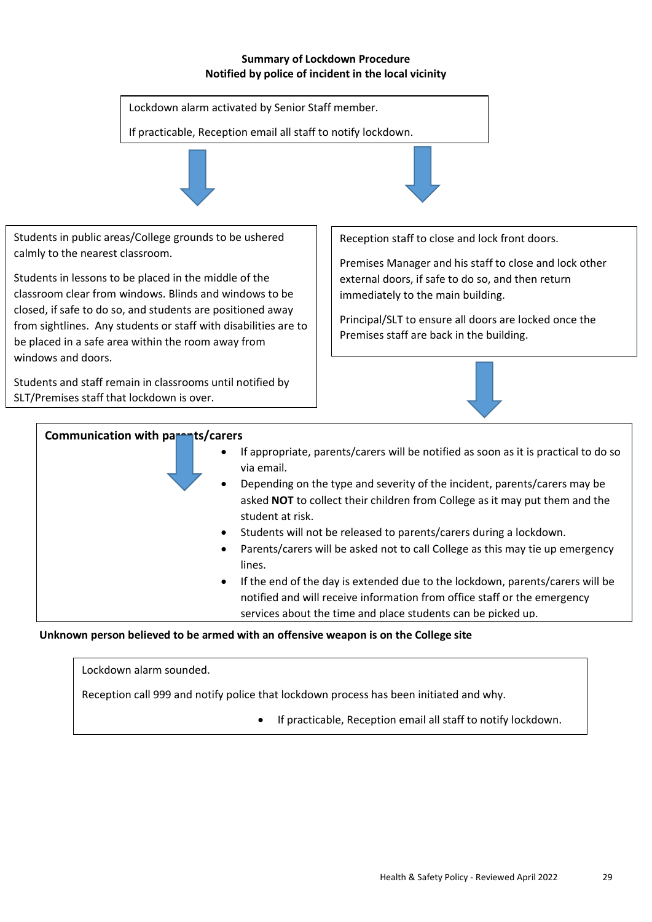**Summary of Lockdown Procedure**
**Notified by police of incident in the local vicinity**

Lockdown alarm activated by Senior Staff member.

If practicable, Reception email all staff to notify lockdown.

Students in public areas/College grounds to be ushered calmly to the nearest classroom.

Students in lessons to be placed in the middle of the classroom clear from windows. Blinds and windows to be closed, if safe to do so, and students are positioned away from sightlines. Any students or staff with disabilities are to be placed in a safe area within the room away from windows and doors.

Students and staff remain in classrooms until notified by SLT/Premises staff that lockdown is over.

Reception staff to close and lock front doors.

Premises Manager and his staff to close and lock other external doors, if safe to do so, and then return immediately to the main building.

Principal/SLT to ensure all doors are locked once the Premises staff are back in the building.

**Communication with parents/carers**

- If appropriate, parents/carers will be notified as soon as it is practical to do so via email.
- Depending on the type and severity of the incident, parents/carers may be asked **NOT** to collect their children from College as it may put them and the student at risk.
- Students will not be released to parents/carers during a lockdown.
- Parents/carers will be asked not to call College as this may tie up emergency lines.
- If the end of the day is extended due to the lockdown, parents/carers will be notified and will receive information from office staff or the emergency services about the time and place students can be picked up.

**Unknown person believed to be armed with an offensive weapon is on the College site**

Lockdown alarm sounded.

Reception call 999 and notify police that lockdown process has been initiated and why.

- If practicable, Reception email all staff to notify lockdown.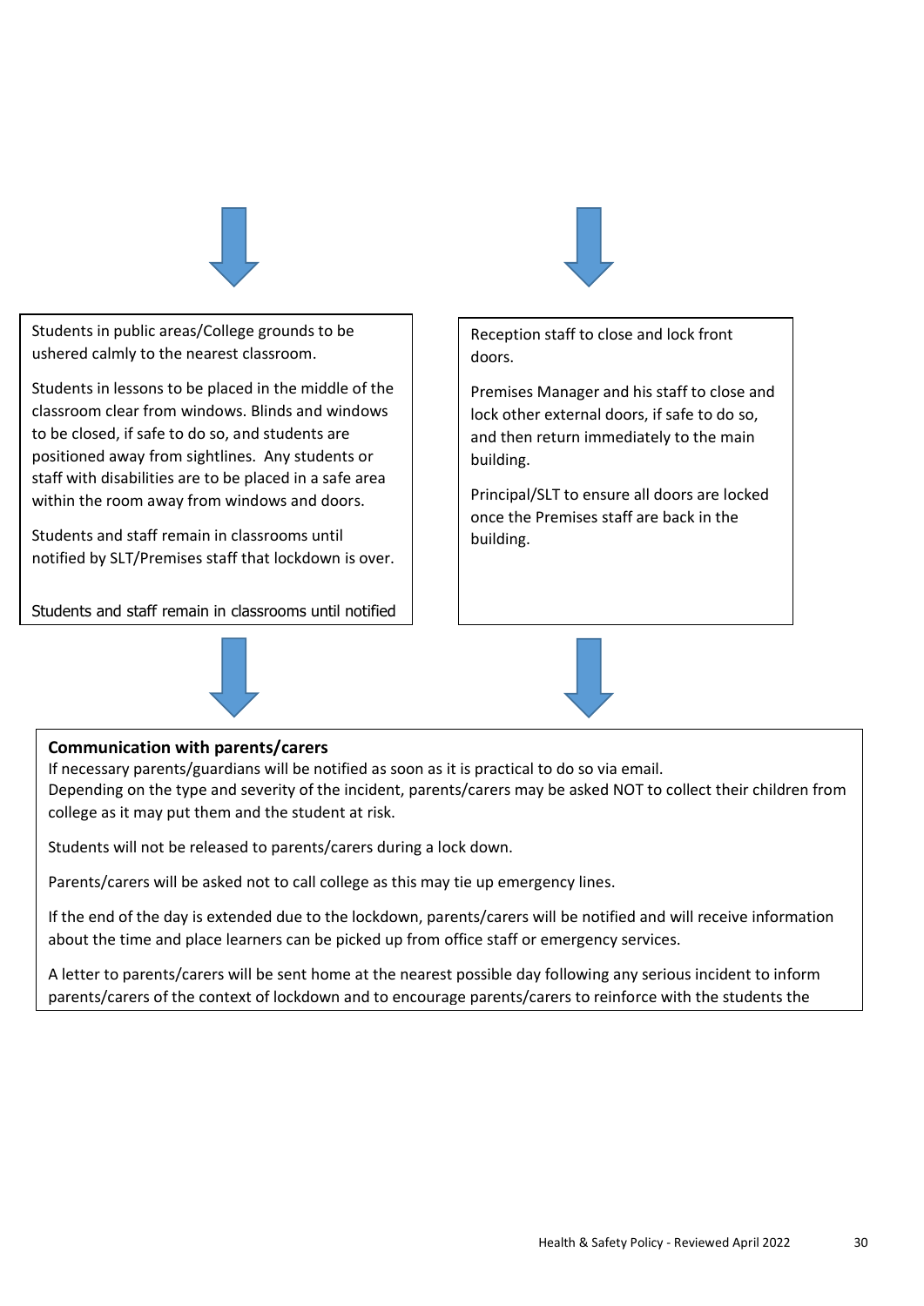Students in public areas/College grounds to be ushered calmly to the nearest classroom.

Students in lessons to be placed in the middle of the classroom clear from windows. Blinds and windows to be closed, if safe to do so, and students are positioned away from sightlines. Any students or staff with disabilities are to be placed in a safe area within the room away from windows and doors.

Students and staff remain in classrooms until notified by SLT/Premises staff that lockdown is over.

Students and staff remain in classrooms until notified

Reception staff to close and lock front doors.

Premises Manager and his staff to close and lock other external doors, if safe to do so, and then return immediately to the main building.

Principal/SLT to ensure all doors are locked once the Premises staff are back in the building.

**Communication with parents/carers**

If necessary parents/guardians will be notified as soon as it is practical to do so via email.
Depending on the type and severity of the incident, parents/carers may be asked NOT to collect their children from college as it may put them and the student at risk.

Students will not be released to parents/carers during a lock down.

Parents/carers will be asked not to call college as this may tie up emergency lines.

If the end of the day is extended due to the lockdown, parents/carers will be notified and will receive information about the time and place learners can be picked up from office staff or emergency services.

A letter to parents/carers will be sent home at the nearest possible day following any serious incident to inform parents/carers of the context of lockdown and to encourage parents/carers to reinforce with the students the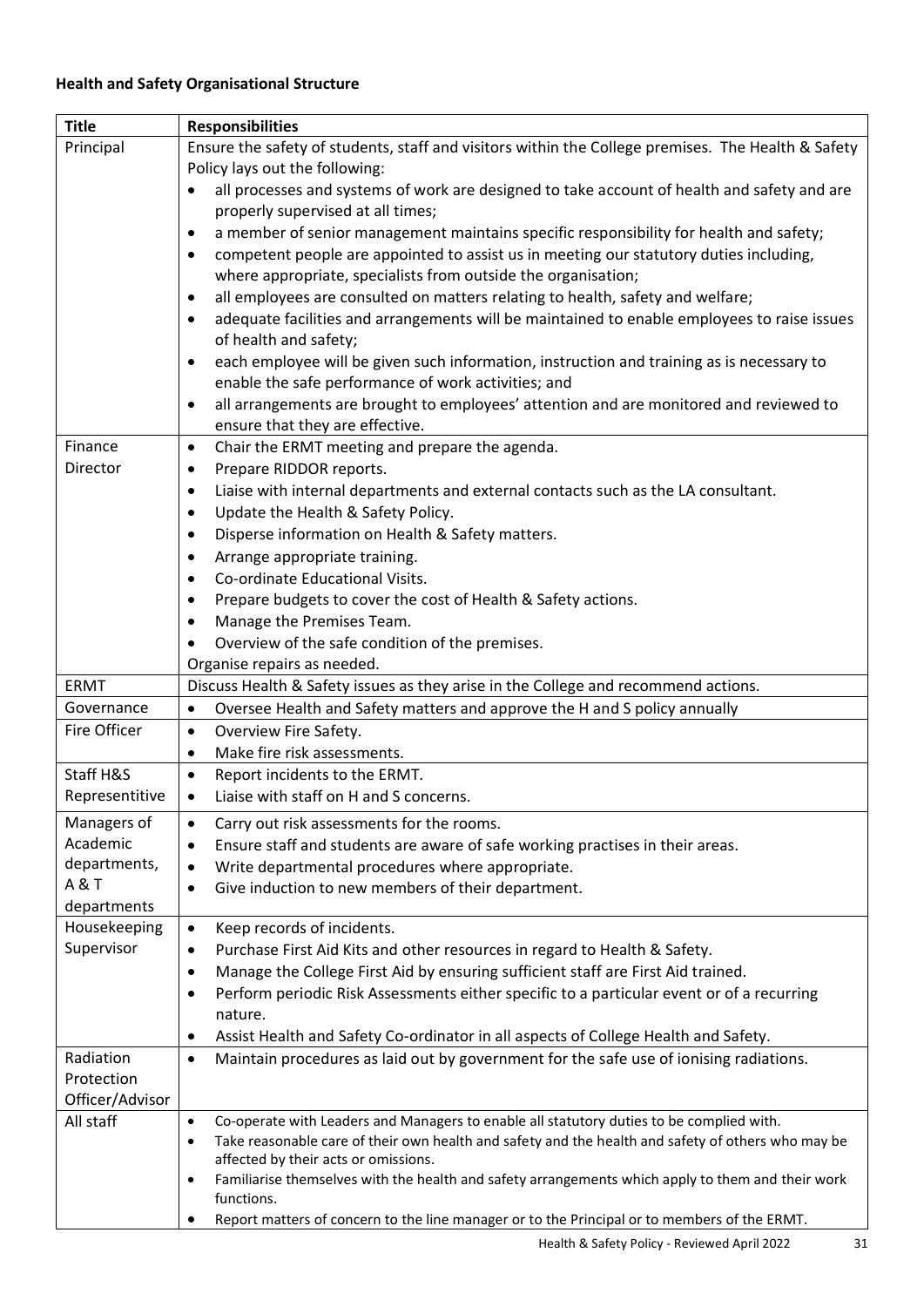**Health and Safety Organisational Structure**

| Title | Responsibilities |
|---|---|
| Principal | Ensure the safety of students, staff and visitors within the College premises. The Health & Safety Policy lays out the following:<br>• all processes and systems of work are designed to take account of health and safety and are properly supervised at all times;<br>• a member of senior management maintains specific responsibility for health and safety;<br>• competent people are appointed to assist us in meeting our statutory duties including, where appropriate, specialists from outside the organisation;<br>• all employees are consulted on matters relating to health, safety and welfare;<br>• adequate facilities and arrangements will be maintained to enable employees to raise issues of health and safety;<br>• each employee will be given such information, instruction and training as is necessary to enable the safe performance of work activities; and<br>• all arrangements are brought to employees' attention and are monitored and reviewed to ensure that they are effective. |
| Finance Director | • Chair the ERMT meeting and prepare the agenda.<br>• Prepare RIDDOR reports.<br>• Liaise with internal departments and external contacts such as the LA consultant.<br>• Update the Health & Safety Policy.<br>• Disperse information on Health & Safety matters.<br>• Arrange appropriate training.<br>• Co-ordinate Educational Visits.<br>• Prepare budgets to cover the cost of Health & Safety actions.<br>• Manage the Premises Team.<br>• Overview of the safe condition of the premises.<br>Organise repairs as needed. |
| ERMT | Discuss Health & Safety issues as they arise in the College and recommend actions. |
| Governance | • Oversee Health and Safety matters and approve the H and S policy annually |
| Fire Officer | • Overview Fire Safety.<br>• Make fire risk assessments. |
| Staff H&S Representitive | • Report incidents to the ERMT.<br>• Liaise with staff on H and S concerns. |
| Managers of Academic departments, A & T departments | • Carry out risk assessments for the rooms.<br>• Ensure staff and students are aware of safe working practises in their areas.<br>• Write departmental procedures where appropriate.<br>• Give induction to new members of their department. |
| Housekeeping Supervisor | • Keep records of incidents.<br>• Purchase First Aid Kits and other resources in regard to Health & Safety.<br>• Manage the College First Aid by ensuring sufficient staff are First Aid trained.<br>• Perform periodic Risk Assessments either specific to a particular event or of a recurring nature.<br>• Assist Health and Safety Co-ordinator in all aspects of College Health and Safety. |
| Radiation Protection Officer/Advisor | • Maintain procedures as laid out by government for the safe use of ionising radiations. |
| All staff | • Co-operate with Leaders and Managers to enable all statutory duties to be complied with.<br>• Take reasonable care of their own health and safety and the health and safety of others who may be affected by their acts or omissions.<br>• Familiarise themselves with the health and safety arrangements which apply to them and their work functions.<br>• Report matters of concern to the line manager or to the Principal or to members of the ERMT. |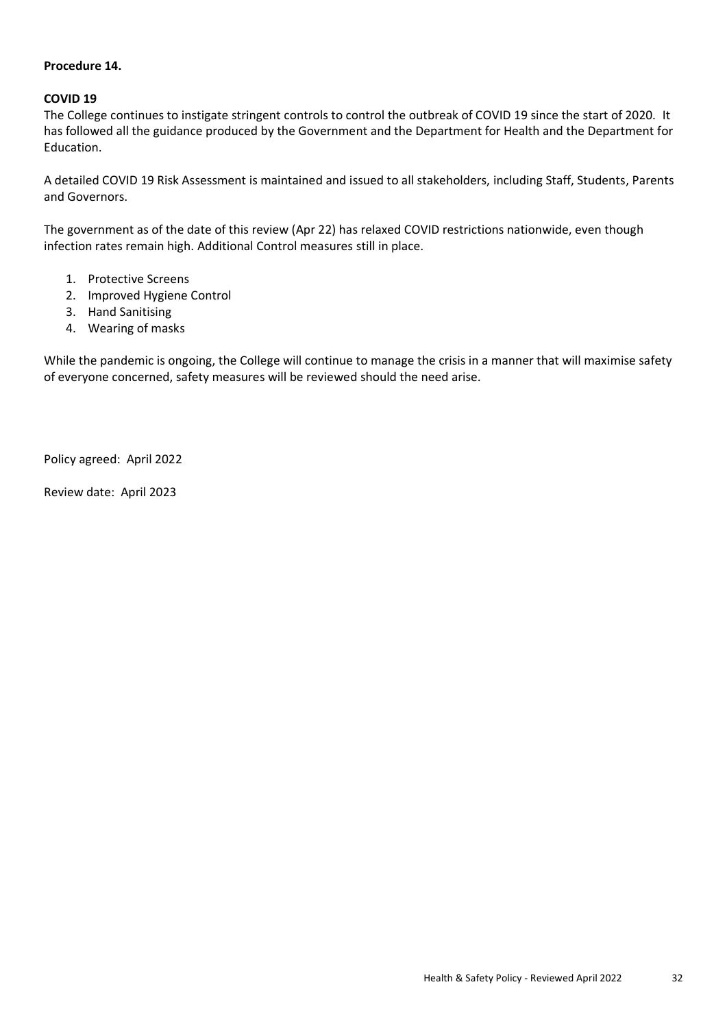**Procedure 14.**

**COVID 19**

The College continues to instigate stringent controls to control the outbreak of COVID 19 since the start of 2020. It has followed all the guidance produced by the Government and the Department for Health and the Department for Education.

A detailed COVID 19 Risk Assessment is maintained and issued to all stakeholders, including Staff, Students, Parents and Governors.

The government as of the date of this review (Apr 22) has relaxed COVID restrictions nationwide, even though infection rates remain high. Additional Control measures still in place.

1. Protective Screens
2. Improved Hygiene Control
3. Hand Sanitising
4. Wearing of masks

While the pandemic is ongoing, the College will continue to manage the crisis in a manner that will maximise safety of everyone concerned, safety measures will be reviewed should the need arise.

Policy agreed: April 2022

Review date: April 2023